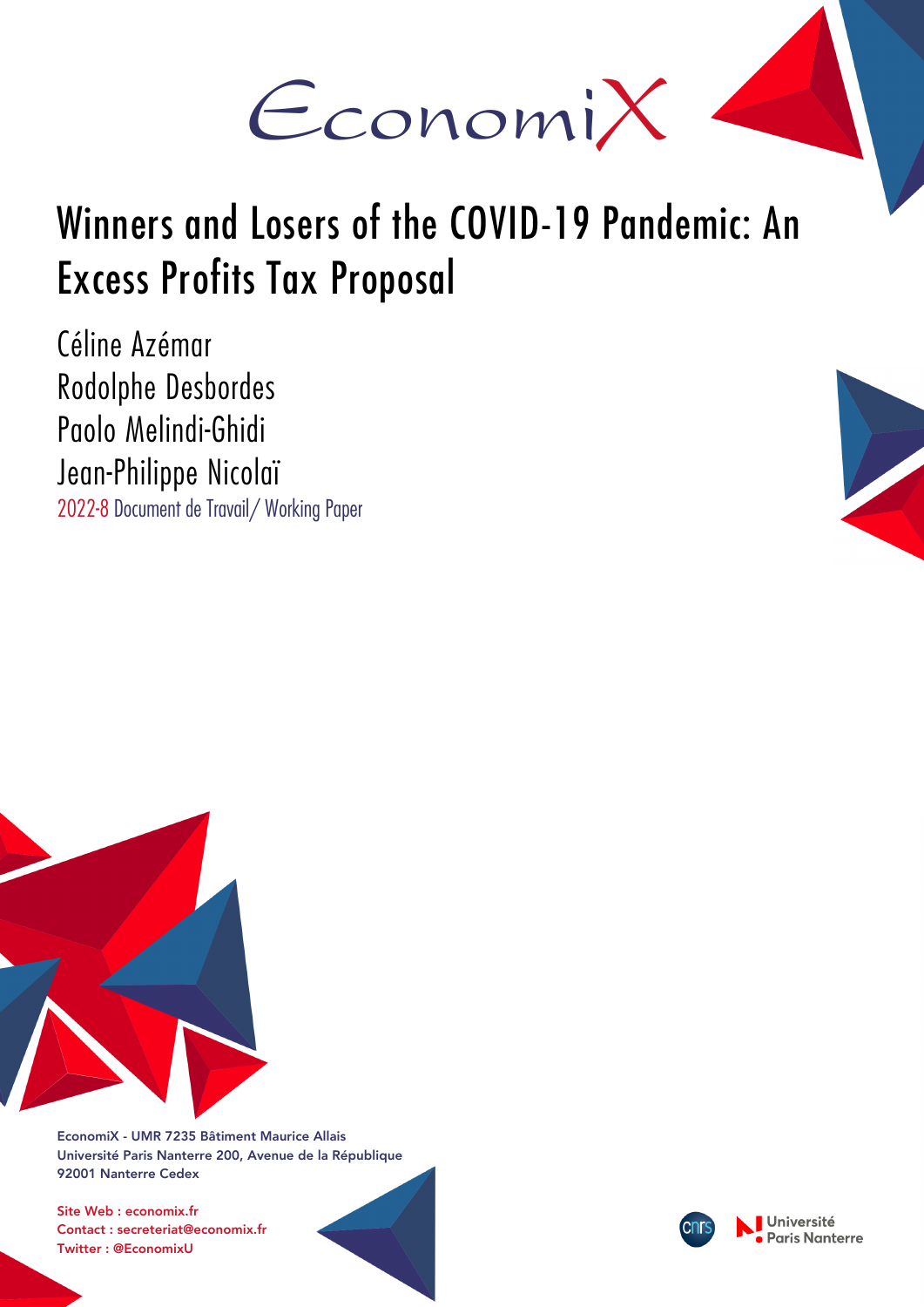EconomiX

# Winners and Losers of the COVID-19 Pandemic: An Excess Profits Tax Proposal

Céline Azémar
Rodolphe Desbordes
Paolo Melindi-Ghidi
Jean-Philippe Nicolaï

2022-8 Document de Travail/ Working Paper

EconomiX - UMR 7235 Bâtiment Maurice Allais
Université Paris Nanterre 200, Avenue de la République
92001 Nanterre Cedex

Site Web : economix.fr
Contact : secreteriat@economix.fr
Twitter : @EconomixU

Université Paris Nanterre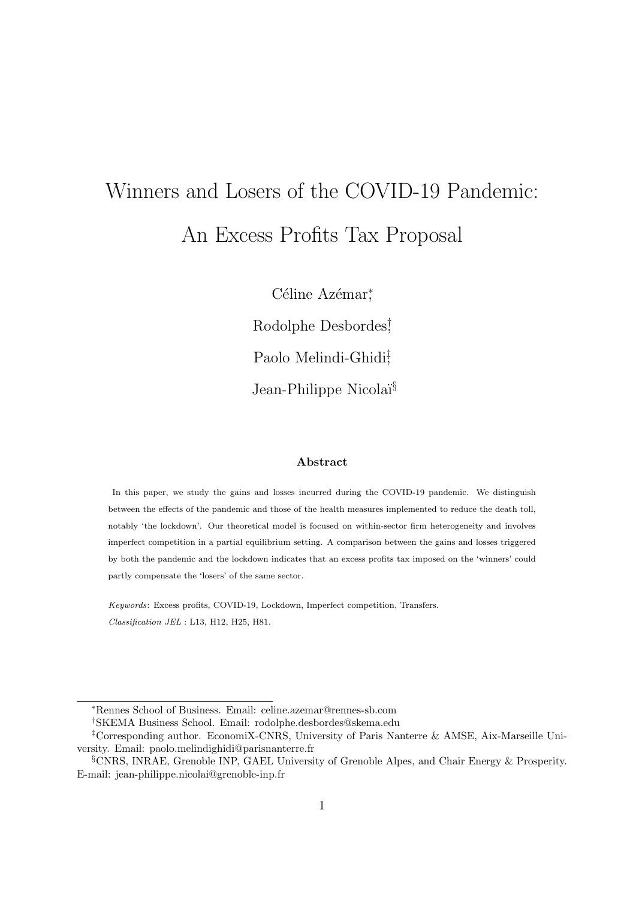# Winners and Losers of the COVID-19 Pandemic: An Excess Profits Tax Proposal

Céline Azémar[*], Rodolphe Desbordes[†], Paolo Melindi-Ghidi[‡], Jean-Philippe Nicolaï[§]

### Abstract

In this paper, we study the gains and losses incurred during the COVID-19 pandemic. We distinguish between the effects of the pandemic and those of the health measures implemented to reduce the death toll, notably 'the lockdown'. Our theoretical model is focused on within-sector firm heterogeneity and involves imperfect competition in a partial equilibrium setting. A comparison between the gains and losses triggered by both the pandemic and the lockdown indicates that an excess profits tax imposed on the 'winners' could partly compensate the 'losers' of the same sector.

*Keywords*: Excess profits, COVID-19, Lockdown, Imperfect competition, Transfers.

*Classification JEL* : L13, H12, H25, H81.

---

[*] Rennes School of Business. Email: celine.azemar@rennes-sb.com

[†] SKEMA Business School. Email: rodolphe.desbordes@skema.edu

[‡] Corresponding author. EconomiX-CNRS, University of Paris Nanterre & AMSE, Aix-Marseille University. Email: paolo.melindighidi@parisnanterre.fr

[§] CNRS, INRAE, Grenoble INP, GAEL University of Grenoble Alpes, and Chair Energy & Prosperity. E-mail: jean-philippe.nicolai@grenoble-inp.fr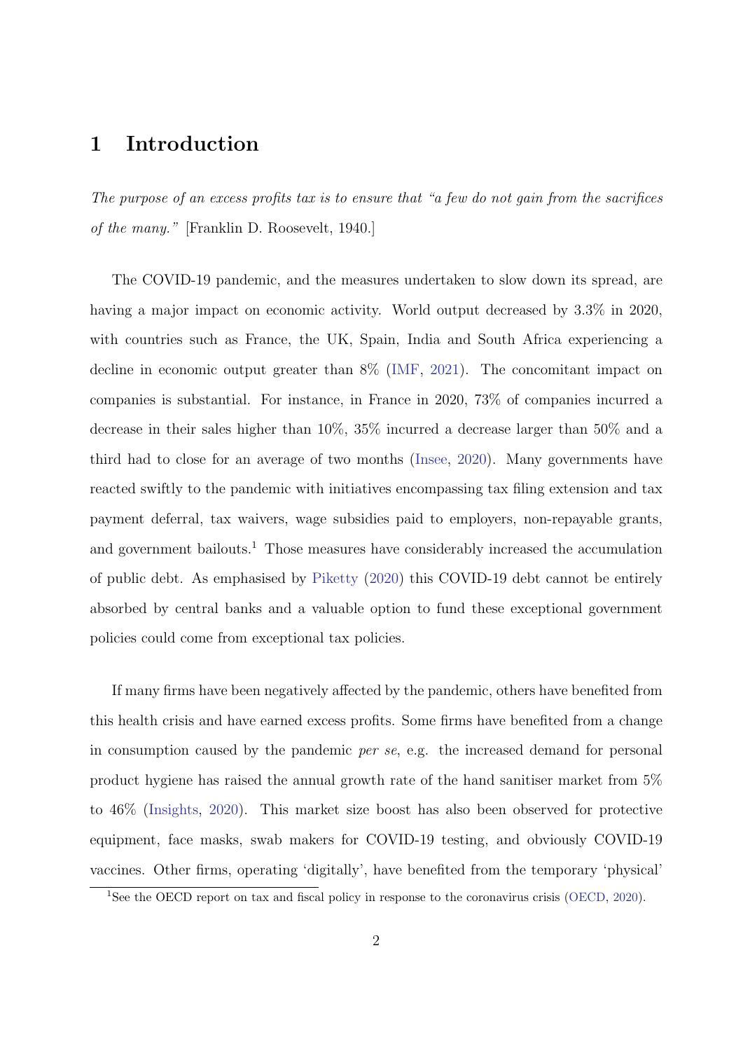# 1 Introduction

*The purpose of an excess profits tax is to ensure that "a few do not gain from the sacrifices of the many."* [Franklin D. Roosevelt, 1940.]

The COVID-19 pandemic, and the measures undertaken to slow down its spread, are having a major impact on economic activity. World output decreased by 3.3% in 2020, with countries such as France, the UK, Spain, India and South Africa experiencing a decline in economic output greater than 8% (IMF, 2021). The concomitant impact on companies is substantial. For instance, in France in 2020, 73% of companies incurred a decrease in their sales higher than 10%, 35% incurred a decrease larger than 50% and a third had to close for an average of two months (Insee, 2020). Many governments have reacted swiftly to the pandemic with initiatives encompassing tax filing extension and tax payment deferral, tax waivers, wage subsidies paid to employers, non-repayable grants, and government bailouts.[1] Those measures have considerably increased the accumulation of public debt. As emphasised by Piketty (2020) this COVID-19 debt cannot be entirely absorbed by central banks and a valuable option to fund these exceptional government policies could come from exceptional tax policies.

If many firms have been negatively affected by the pandemic, others have benefited from this health crisis and have earned excess profits. Some firms have benefited from a change in consumption caused by the pandemic *per se*, e.g. the increased demand for personal product hygiene has raised the annual growth rate of the hand sanitiser market from 5% to 46% (Insights, 2020). This market size boost has also been observed for protective equipment, face masks, swab makers for COVID-19 testing, and obviously COVID-19 vaccines. Other firms, operating 'digitally', have benefited from the temporary 'physical'

[1] See the OECD report on tax and fiscal policy in response to the coronavirus crisis (OECD, 2020).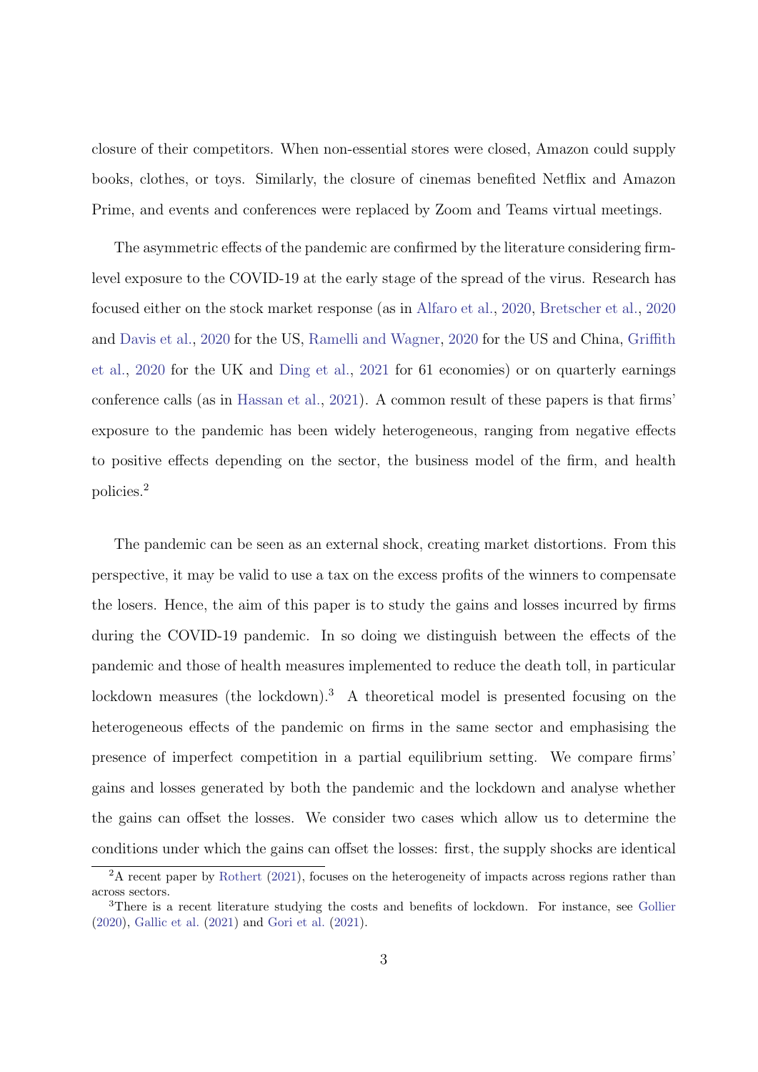closure of their competitors. When non-essential stores were closed, Amazon could supply books, clothes, or toys. Similarly, the closure of cinemas benefited Netflix and Amazon Prime, and events and conferences were replaced by Zoom and Teams virtual meetings.

The asymmetric effects of the pandemic are confirmed by the literature considering firm-level exposure to the COVID-19 at the early stage of the spread of the virus. Research has focused either on the stock market response (as in Alfaro et al., 2020, Bretscher et al., 2020 and Davis et al., 2020 for the US, Ramelli and Wagner, 2020 for the US and China, Griffith et al., 2020 for the UK and Ding et al., 2021 for 61 economies) or on quarterly earnings conference calls (as in Hassan et al., 2021). A common result of these papers is that firms' exposure to the pandemic has been widely heterogeneous, ranging from negative effects to positive effects depending on the sector, the business model of the firm, and health policies.[2]

The pandemic can be seen as an external shock, creating market distortions. From this perspective, it may be valid to use a tax on the excess profits of the winners to compensate the losers. Hence, the aim of this paper is to study the gains and losses incurred by firms during the COVID-19 pandemic. In so doing we distinguish between the effects of the pandemic and those of health measures implemented to reduce the death toll, in particular lockdown measures (the lockdown).[3] A theoretical model is presented focusing on the heterogeneous effects of the pandemic on firms in the same sector and emphasising the presence of imperfect competition in a partial equilibrium setting. We compare firms' gains and losses generated by both the pandemic and the lockdown and analyse whether the gains can offset the losses. We consider two cases which allow us to determine the conditions under which the gains can offset the losses: first, the supply shocks are identical

[2] A recent paper by Rothert (2021), focuses on the heterogeneity of impacts across regions rather than across sectors.

[3] There is a recent literature studying the costs and benefits of lockdown. For instance, see Gollier (2020), Gallic et al. (2021) and Gori et al. (2021).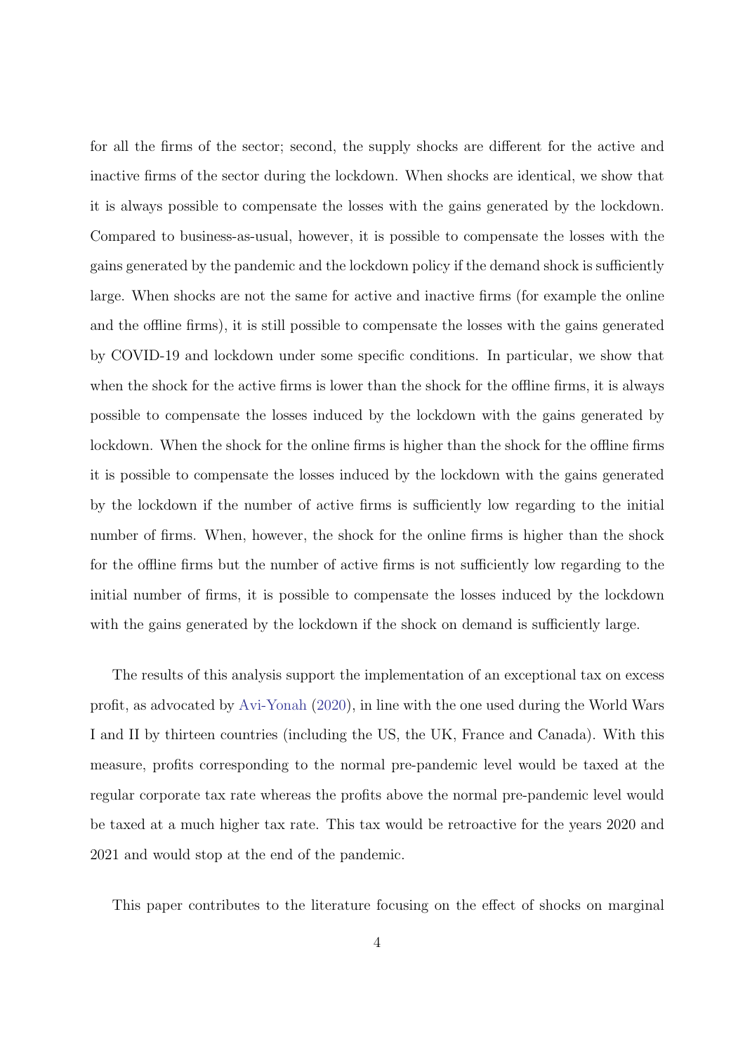for all the firms of the sector; second, the supply shocks are different for the active and inactive firms of the sector during the lockdown. When shocks are identical, we show that it is always possible to compensate the losses with the gains generated by the lockdown. Compared to business-as-usual, however, it is possible to compensate the losses with the gains generated by the pandemic and the lockdown policy if the demand shock is sufficiently large. When shocks are not the same for active and inactive firms (for example the online and the offline firms), it is still possible to compensate the losses with the gains generated by COVID-19 and lockdown under some specific conditions. In particular, we show that when the shock for the active firms is lower than the shock for the offline firms, it is always possible to compensate the losses induced by the lockdown with the gains generated by lockdown. When the shock for the online firms is higher than the shock for the offline firms it is possible to compensate the losses induced by the lockdown with the gains generated by the lockdown if the number of active firms is sufficiently low regarding to the initial number of firms. When, however, the shock for the online firms is higher than the shock for the offline firms but the number of active firms is not sufficiently low regarding to the initial number of firms, it is possible to compensate the losses induced by the lockdown with the gains generated by the lockdown if the shock on demand is sufficiently large.

The results of this analysis support the implementation of an exceptional tax on excess profit, as advocated by Avi-Yonah (2020), in line with the one used during the World Wars I and II by thirteen countries (including the US, the UK, France and Canada). With this measure, profits corresponding to the normal pre-pandemic level would be taxed at the regular corporate tax rate whereas the profits above the normal pre-pandemic level would be taxed at a much higher tax rate. This tax would be retroactive for the years 2020 and 2021 and would stop at the end of the pandemic.

This paper contributes to the literature focusing on the effect of shocks on marginal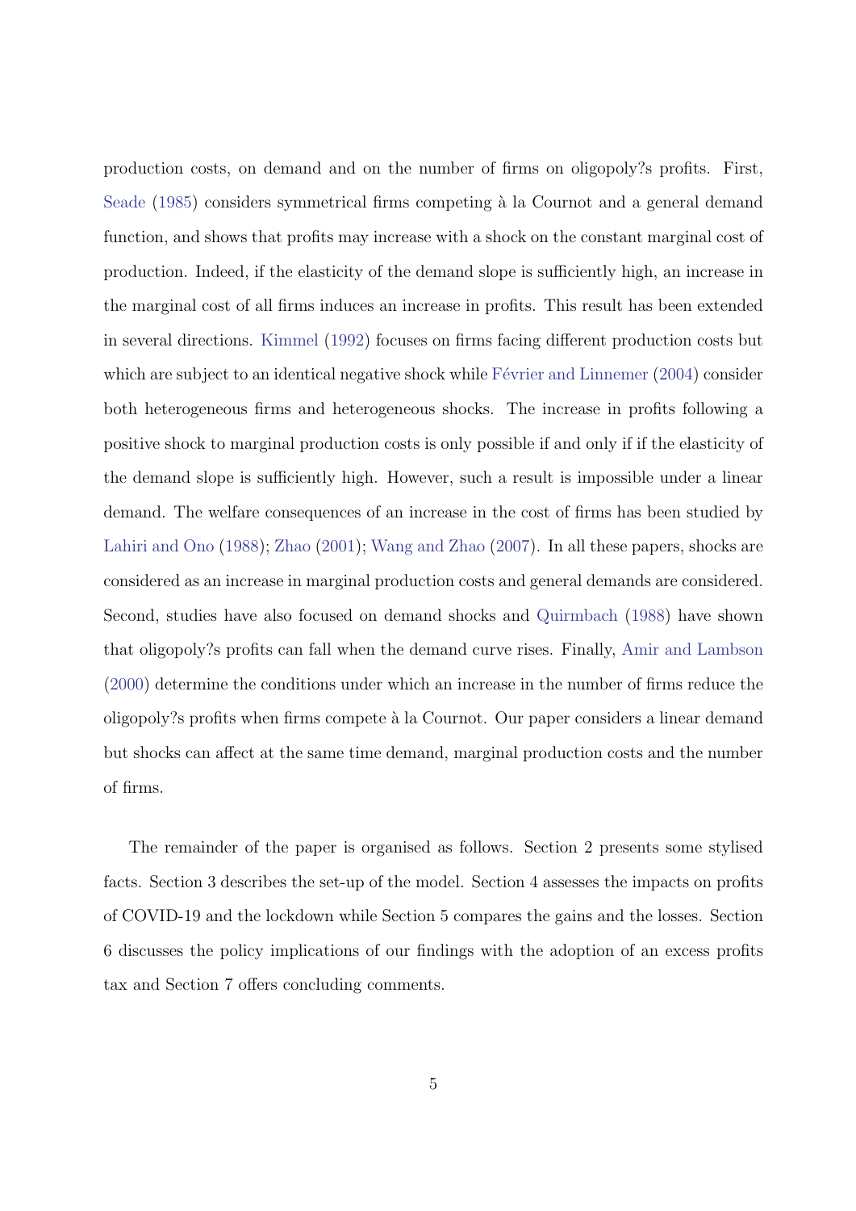production costs, on demand and on the number of firms on oligopoly?s profits. First, Seade (1985) considers symmetrical firms competing à la Cournot and a general demand function, and shows that profits may increase with a shock on the constant marginal cost of production. Indeed, if the elasticity of the demand slope is sufficiently high, an increase in the marginal cost of all firms induces an increase in profits. This result has been extended in several directions. Kimmel (1992) focuses on firms facing different production costs but which are subject to an identical negative shock while Février and Linnemer (2004) consider both heterogeneous firms and heterogeneous shocks. The increase in profits following a positive shock to marginal production costs is only possible if and only if if the elasticity of the demand slope is sufficiently high. However, such a result is impossible under a linear demand. The welfare consequences of an increase in the cost of firms has been studied by Lahiri and Ono (1988); Zhao (2001); Wang and Zhao (2007). In all these papers, shocks are considered as an increase in marginal production costs and general demands are considered. Second, studies have also focused on demand shocks and Quirmbach (1988) have shown that oligopoly?s profits can fall when the demand curve rises. Finally, Amir and Lambson (2000) determine the conditions under which an increase in the number of firms reduce the oligopoly?s profits when firms compete à la Cournot. Our paper considers a linear demand but shocks can affect at the same time demand, marginal production costs and the number of firms.

The remainder of the paper is organised as follows. Section 2 presents some stylised facts. Section 3 describes the set-up of the model. Section 4 assesses the impacts on profits of COVID-19 and the lockdown while Section 5 compares the gains and the losses. Section 6 discusses the policy implications of our findings with the adoption of an excess profits tax and Section 7 offers concluding comments.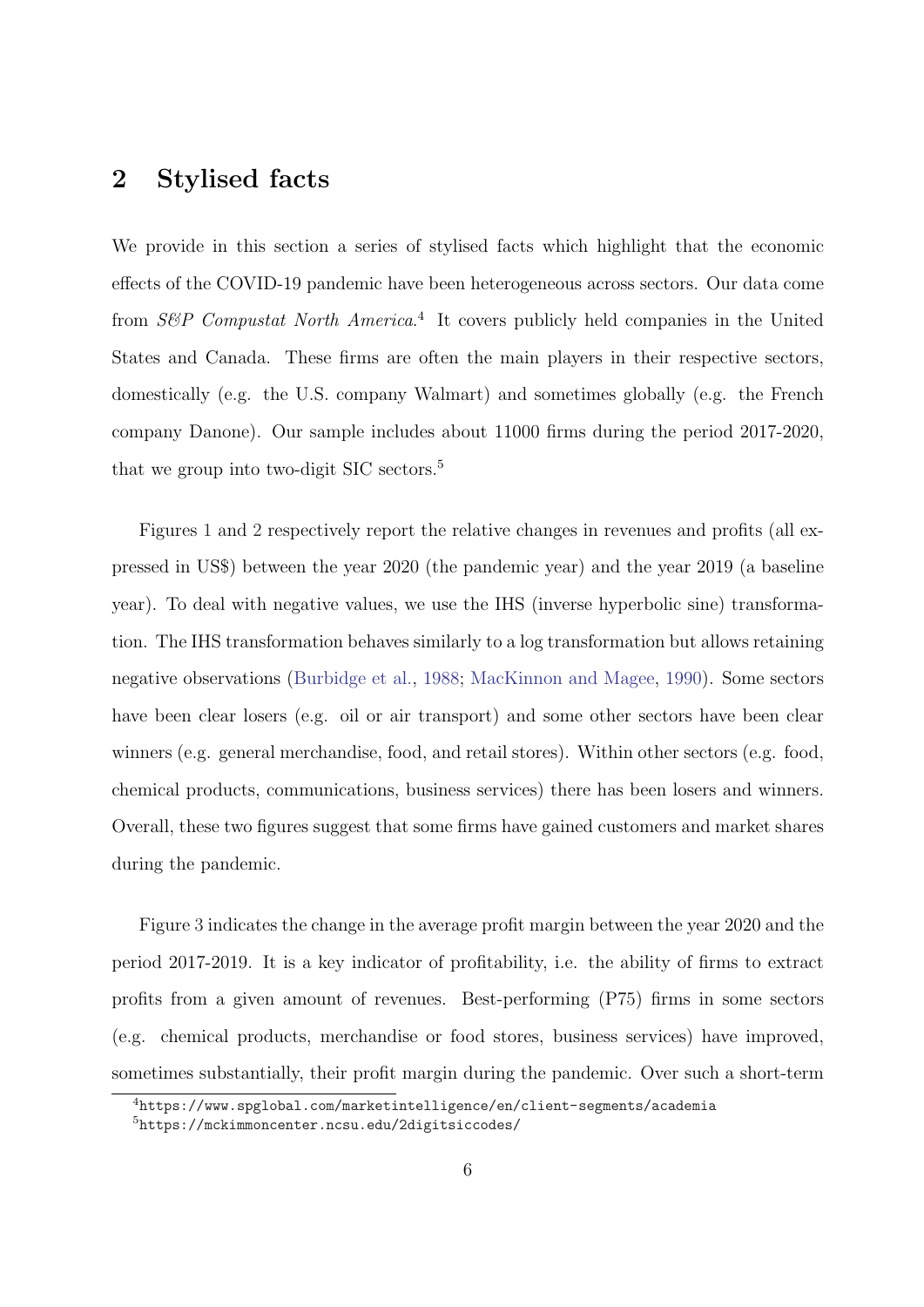## 2 Stylised facts

We provide in this section a series of stylised facts which highlight that the economic effects of the COVID-19 pandemic have been heterogeneous across sectors. Our data come from *S&P Compustat North America*.[4] It covers publicly held companies in the United States and Canada. These firms are often the main players in their respective sectors, domestically (e.g. the U.S. company Walmart) and sometimes globally (e.g. the French company Danone). Our sample includes about 11000 firms during the period 2017-2020, that we group into two-digit SIC sectors.[5]

Figures 1 and 2 respectively report the relative changes in revenues and profits (all expressed in US$) between the year 2020 (the pandemic year) and the year 2019 (a baseline year). To deal with negative values, we use the IHS (inverse hyperbolic sine) transformation. The IHS transformation behaves similarly to a log transformation but allows retaining negative observations (Burbidge et al., 1988; MacKinnon and Magee, 1990). Some sectors have been clear losers (e.g. oil or air transport) and some other sectors have been clear winners (e.g. general merchandise, food, and retail stores). Within other sectors (e.g. food, chemical products, communications, business services) there has been losers and winners. Overall, these two figures suggest that some firms have gained customers and market shares during the pandemic.

Figure 3 indicates the change in the average profit margin between the year 2020 and the period 2017-2019. It is a key indicator of profitability, i.e. the ability of firms to extract profits from a given amount of revenues. Best-performing (P75) firms in some sectors (e.g. chemical products, merchandise or food stores, business services) have improved, sometimes substantially, their profit margin during the pandemic. Over such a short-term

[4] https://www.spglobal.com/marketintelligence/en/client-segments/academia

[5] https://mckimmoncenter.ncsu.edu/2digitsiccodes/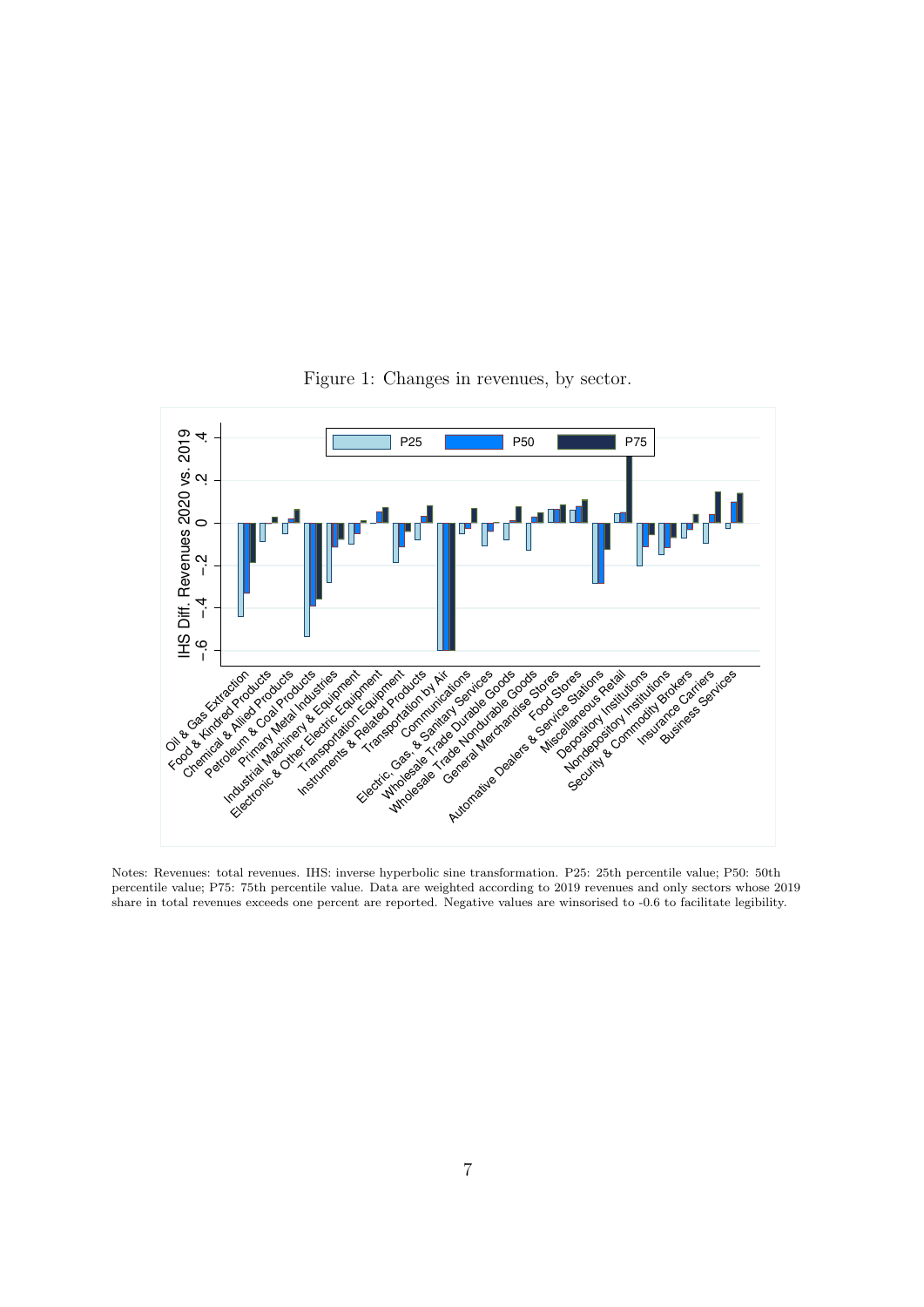Figure 1: Changes in revenues, by sector.

Notes: Revenues: total revenues. IHS: inverse hyperbolic sine transformation. P25: 25th percentile value; P50: 50th percentile value; P75: 75th percentile value. Data are weighted according to 2019 revenues and only sectors whose 2019 share in total revenues exceeds one percent are reported. Negative values are winsorised to -0.6 to facilitate legibility.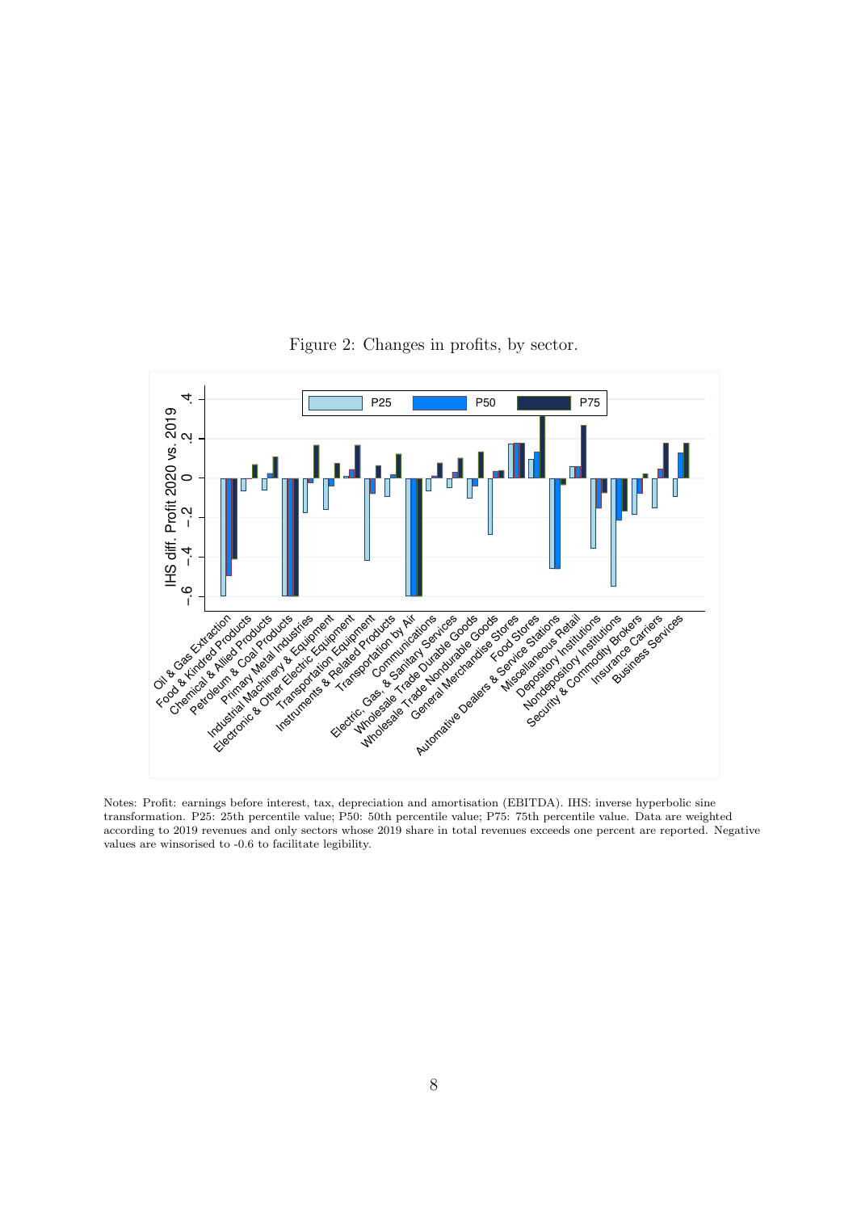Figure 2: Changes in profits, by sector.

Notes: Profit: earnings before interest, tax, depreciation and amortisation (EBITDA). IHS: inverse hyperbolic sine transformation. P25: 25th percentile value; P50: 50th percentile value; P75: 75th percentile value. Data are weighted according to 2019 revenues and only sectors whose 2019 share in total revenues exceeds one percent are reported. Negative values are winsorised to -0.6 to facilitate legibility.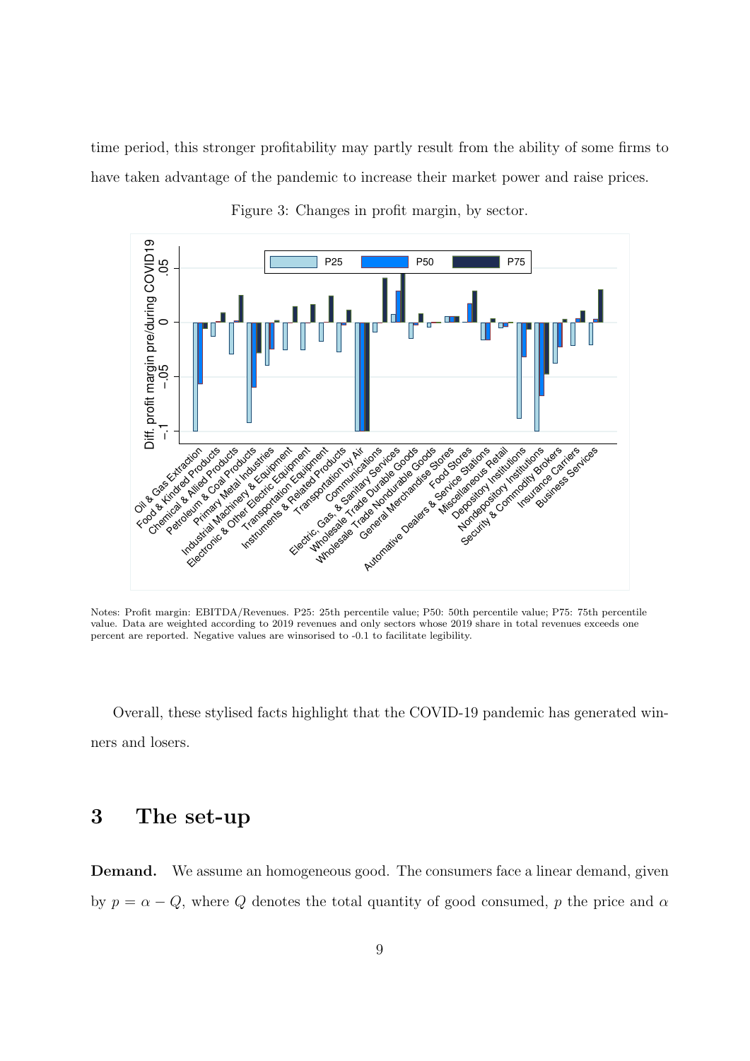time period, this stronger profitability may partly result from the ability of some firms to have taken advantage of the pandemic to increase their market power and raise prices.

Figure 3: Changes in profit margin, by sector.

Notes: Profit margin: EBITDA/Revenues. P25: 25th percentile value; P50: 50th percentile value; P75: 75th percentile value. Data are weighted according to 2019 revenues and only sectors whose 2019 share in total revenues exceeds one percent are reported. Negative values are winsorised to -0.1 to facilitate legibility.

Overall, these stylised facts highlight that the COVID-19 pandemic has generated winners and losers.

## 3 The set-up

**Demand.** We assume an homogeneous good. The consumers face a linear demand, given by $p = \alpha - Q$, where $Q$ denotes the total quantity of good consumed, $p$ the price and $\alpha$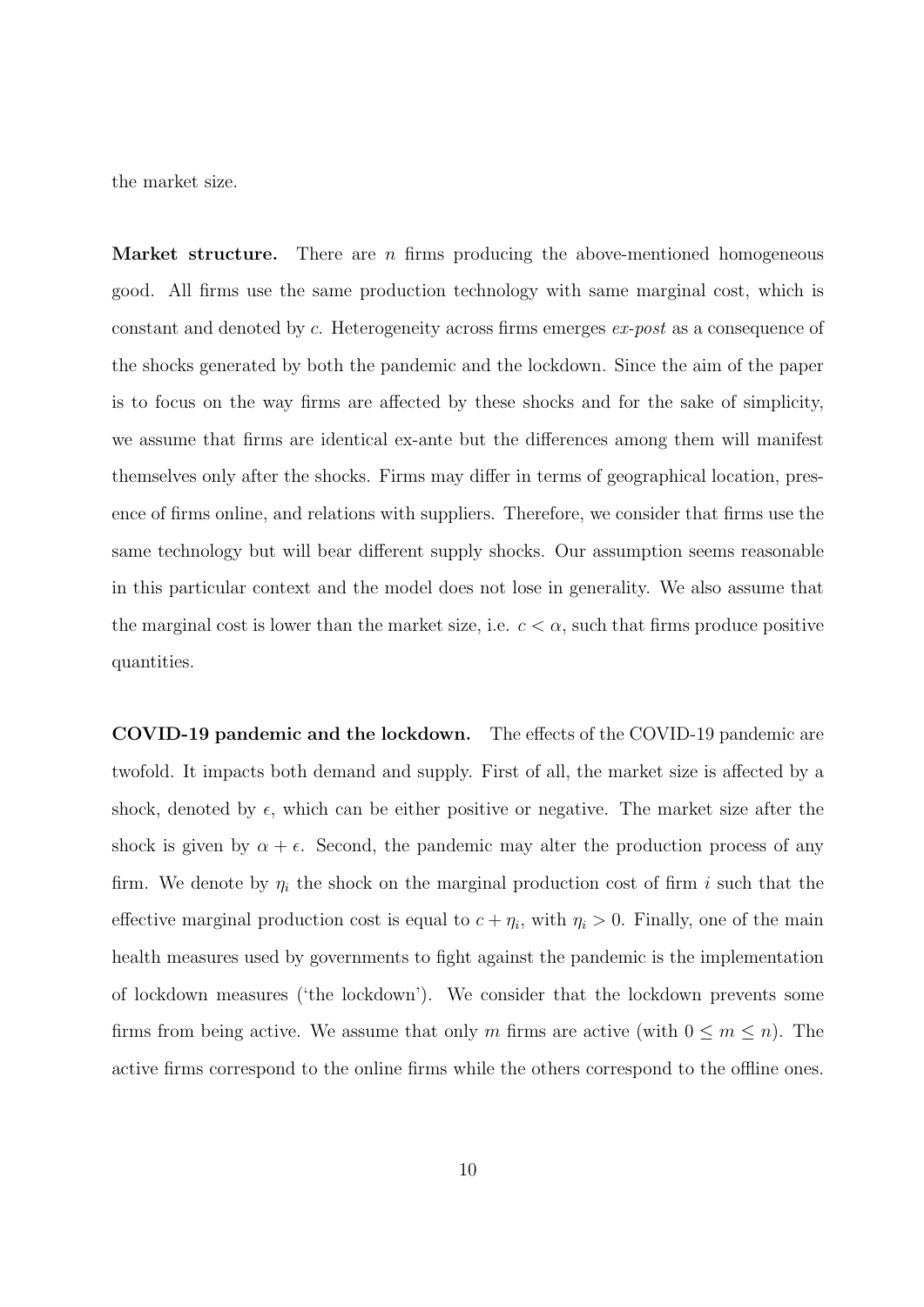the market size.

**Market structure.** There are $n$ firms producing the above-mentioned homogeneous good. All firms use the same production technology with same marginal cost, which is constant and denoted by $c$. Heterogeneity across firms emerges *ex-post* as a consequence of the shocks generated by both the pandemic and the lockdown. Since the aim of the paper is to focus on the way firms are affected by these shocks and for the sake of simplicity, we assume that firms are identical ex-ante but the differences among them will manifest themselves only after the shocks. Firms may differ in terms of geographical location, presence of firms online, and relations with suppliers. Therefore, we consider that firms use the same technology but will bear different supply shocks. Our assumption seems reasonable in this particular context and the model does not lose in generality. We also assume that the marginal cost is lower than the market size, i.e. $c < \alpha$, such that firms produce positive quantities.

**COVID-19 pandemic and the lockdown.** The effects of the COVID-19 pandemic are twofold. It impacts both demand and supply. First of all, the market size is affected by a shock, denoted by $\epsilon$, which can be either positive or negative. The market size after the shock is given by $\alpha + \epsilon$. Second, the pandemic may alter the production process of any firm. We denote by $\eta_i$ the shock on the marginal production cost of firm $i$ such that the effective marginal production cost is equal to $c + \eta_i$, with $\eta_i > 0$. Finally, one of the main health measures used by governments to fight against the pandemic is the implementation of lockdown measures ('the lockdown'). We consider that the lockdown prevents some firms from being active. We assume that only $m$ firms are active (with $0 \leq m \leq n$). The active firms correspond to the online firms while the others correspond to the offline ones.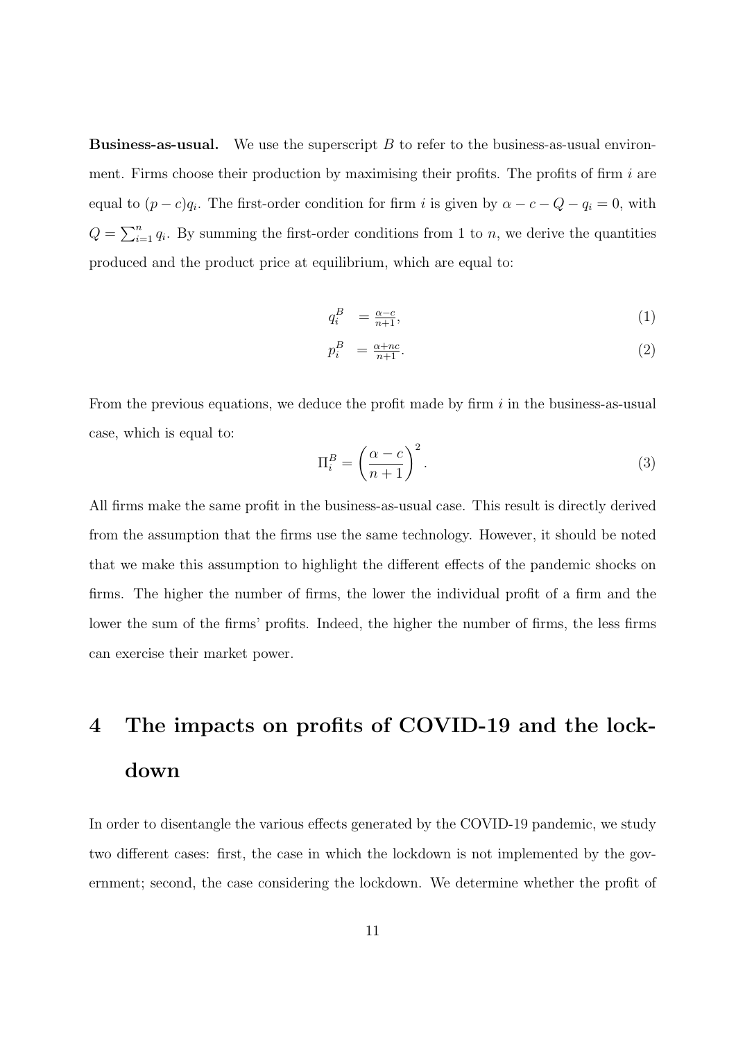**Business-as-usual.** We use the superscript $B$ to refer to the business-as-usual environment. Firms choose their production by maximising their profits. The profits of firm $i$ are equal to $(p-c)q_i$. The first-order condition for firm $i$ is given by $\alpha - c - Q - q_i = 0$, with $Q = \sum_{i=1}^{n} q_i$. By summing the first-order conditions from 1 to $n$, we derive the quantities produced and the product price at equilibrium, which are equal to:

$$q_i^B = \tfrac{\alpha - c}{n+1}, \tag{1}$$

$$p_i^B = \tfrac{\alpha + nc}{n+1}. \tag{2}$$

From the previous equations, we deduce the profit made by firm $i$ in the business-as-usual case, which is equal to:

$$\Pi_i^B = \left(\frac{\alpha - c}{n+1}\right)^2. \tag{3}$$

All firms make the same profit in the business-as-usual case. This result is directly derived from the assumption that the firms use the same technology. However, it should be noted that we make this assumption to highlight the different effects of the pandemic shocks on firms. The higher the number of firms, the lower the individual profit of a firm and the lower the sum of the firms' profits. Indeed, the higher the number of firms, the less firms can exercise their market power.

# 4 The impacts on profits of COVID-19 and the lockdown

In order to disentangle the various effects generated by the COVID-19 pandemic, we study two different cases: first, the case in which the lockdown is not implemented by the government; second, the case considering the lockdown. We determine whether the profit of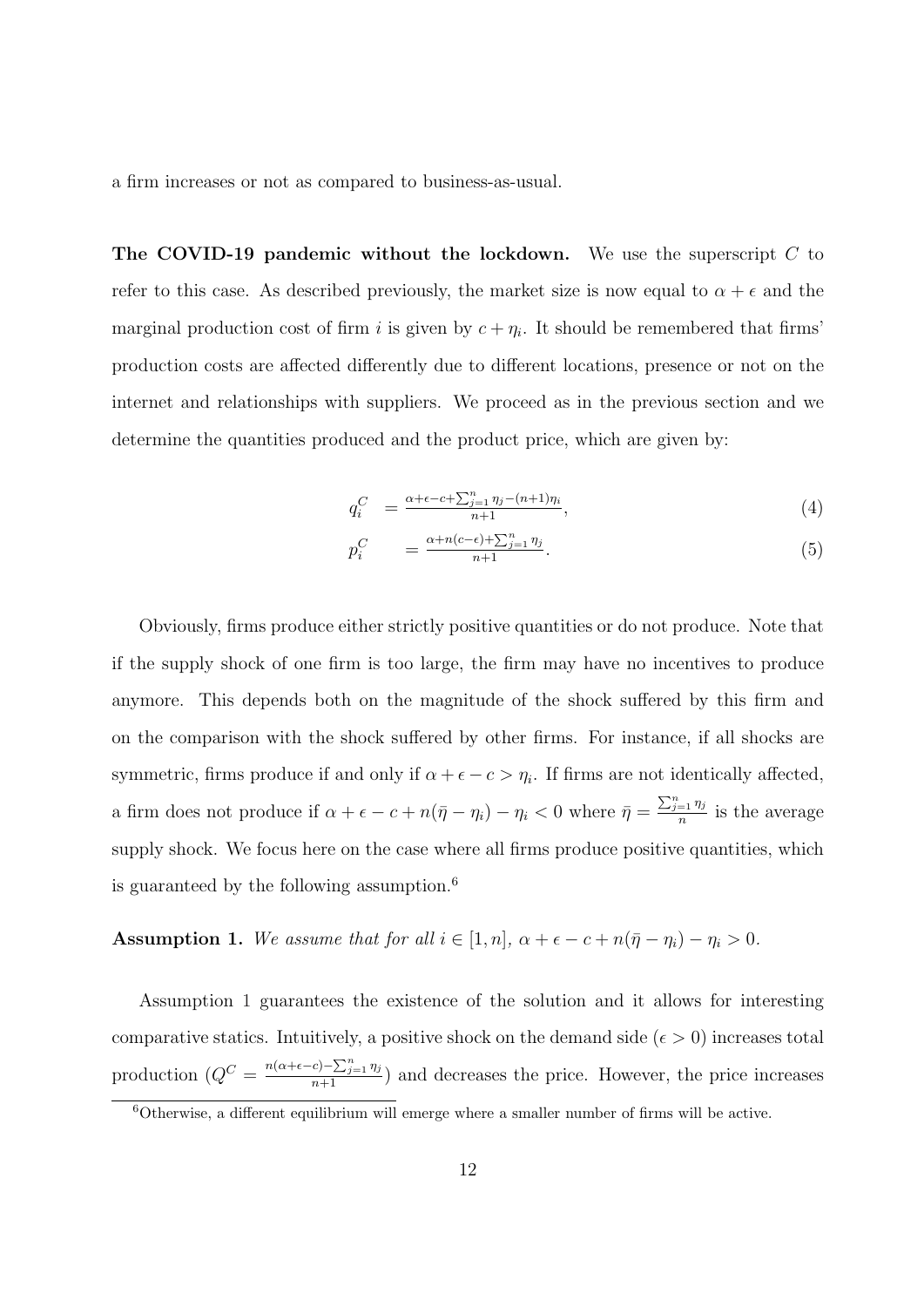a firm increases or not as compared to business-as-usual.

**The COVID-19 pandemic without the lockdown.** We use the superscript $C$ to refer to this case. As described previously, the market size is now equal to $\alpha + \epsilon$ and the marginal production cost of firm $i$ is given by $c + \eta_i$. It should be remembered that firms' production costs are affected differently due to different locations, presence or not on the internet and relationships with suppliers. We proceed as in the previous section and we determine the quantities produced and the product price, which are given by:

$$q_i^C = \frac{\alpha+\epsilon-c+\sum_{j=1}^{n}\eta_j-(n+1)\eta_i}{n+1}, \tag{4}$$

$$p_i^C = \frac{\alpha+n(c-\epsilon)+\sum_{j=1}^{n}\eta_j}{n+1}. \tag{5}$$

Obviously, firms produce either strictly positive quantities or do not produce. Note that if the supply shock of one firm is too large, the firm may have no incentives to produce anymore. This depends both on the magnitude of the shock suffered by this firm and on the comparison with the shock suffered by other firms. For instance, if all shocks are symmetric, firms produce if and only if $\alpha + \epsilon - c > \eta_i$. If firms are not identically affected, a firm does not produce if $\alpha + \epsilon - c + n(\bar{\eta} - \eta_i) - \eta_i < 0$ where $\bar{\eta} = \frac{\sum_{j=1}^{n}\eta_j}{n}$ is the average supply shock. We focus here on the case where all firms produce positive quantities, which is guaranteed by the following assumption.[6]

**Assumption 1.** *We assume that for all* $i \in [1, n]$, $\alpha + \epsilon - c + n(\bar{\eta} - \eta_i) - \eta_i > 0$.

Assumption 1 guarantees the existence of the solution and it allows for interesting comparative statics. Intuitively, a positive shock on the demand side ($\epsilon > 0$) increases total production ($Q^C = \frac{n(\alpha+\epsilon-c)-\sum_{j=1}^{n}\eta_j}{n+1}$) and decreases the price. However, the price increases

[6] Otherwise, a different equilibrium will emerge where a smaller number of firms will be active.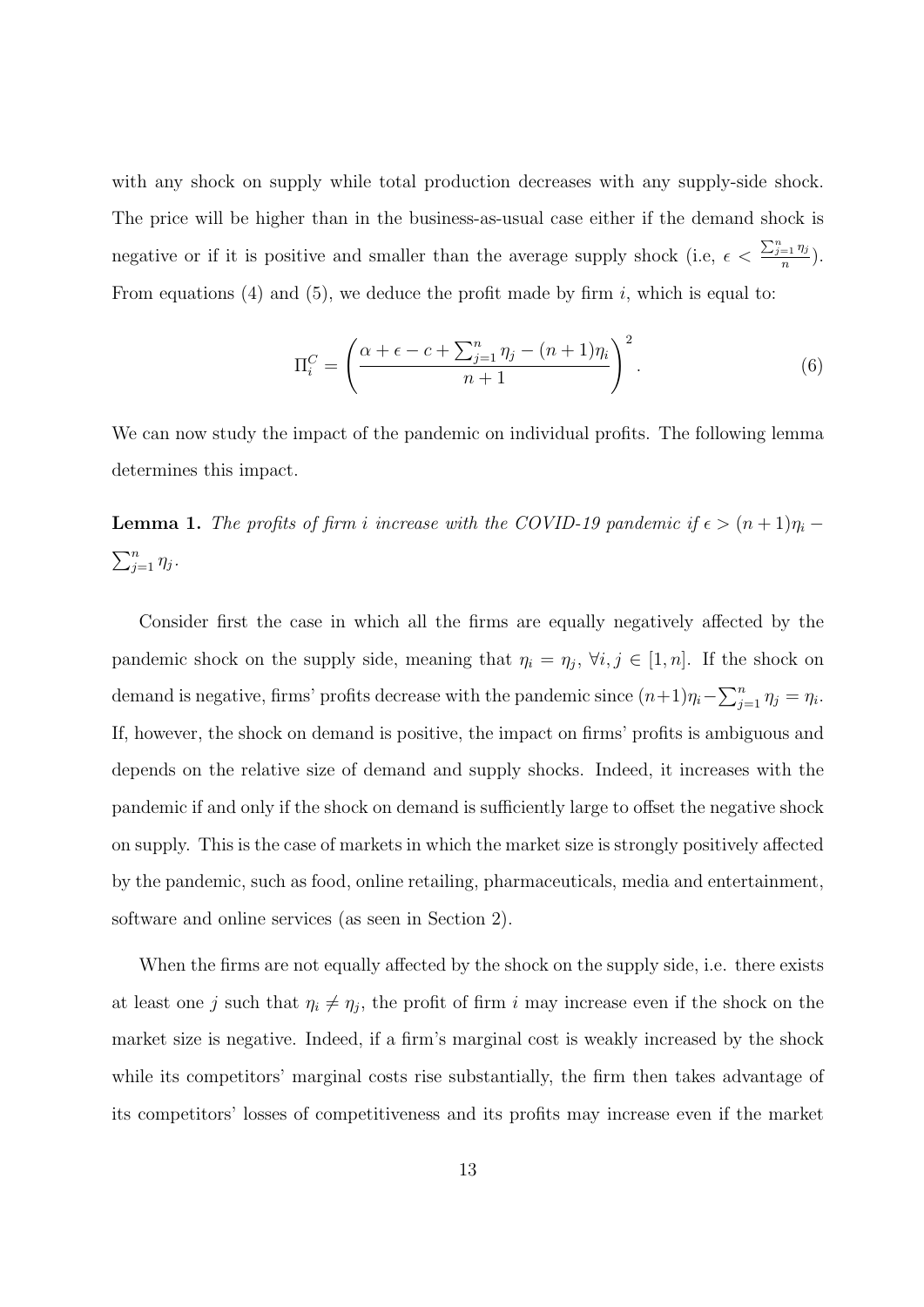with any shock on supply while total production decreases with any supply-side shock. The price will be higher than in the business-as-usual case either if the demand shock is negative or if it is positive and smaller than the average supply shock (i.e, $\epsilon < \frac{\sum_{j=1}^{n} \eta_j}{n}$). From equations (4) and (5), we deduce the profit made by firm $i$, which is equal to:

$$\Pi_i^C = \left( \frac{\alpha + \epsilon - c + \sum_{j=1}^{n} \eta_j - (n+1)\eta_i}{n+1} \right)^2. \tag{6}$$

We can now study the impact of the pandemic on individual profits. The following lemma determines this impact.

**Lemma 1.** *The profits of firm $i$ increase with the COVID-19 pandemic if $\epsilon > (n+1)\eta_i - \sum_{j=1}^{n} \eta_j$.*

Consider first the case in which all the firms are equally negatively affected by the pandemic shock on the supply side, meaning that $\eta_i = \eta_j$, $\forall i, j \in [1, n]$. If the shock on demand is negative, firms' profits decrease with the pandemic since $(n+1)\eta_i - \sum_{j=1}^{n} \eta_j = \eta_i$. If, however, the shock on demand is positive, the impact on firms' profits is ambiguous and depends on the relative size of demand and supply shocks. Indeed, it increases with the pandemic if and only if the shock on demand is sufficiently large to offset the negative shock on supply. This is the case of markets in which the market size is strongly positively affected by the pandemic, such as food, online retailing, pharmaceuticals, media and entertainment, software and online services (as seen in Section 2).

When the firms are not equally affected by the shock on the supply side, i.e. there exists at least one $j$ such that $\eta_i \neq \eta_j$, the profit of firm $i$ may increase even if the shock on the market size is negative. Indeed, if a firm's marginal cost is weakly increased by the shock while its competitors' marginal costs rise substantially, the firm then takes advantage of its competitors' losses of competitiveness and its profits may increase even if the market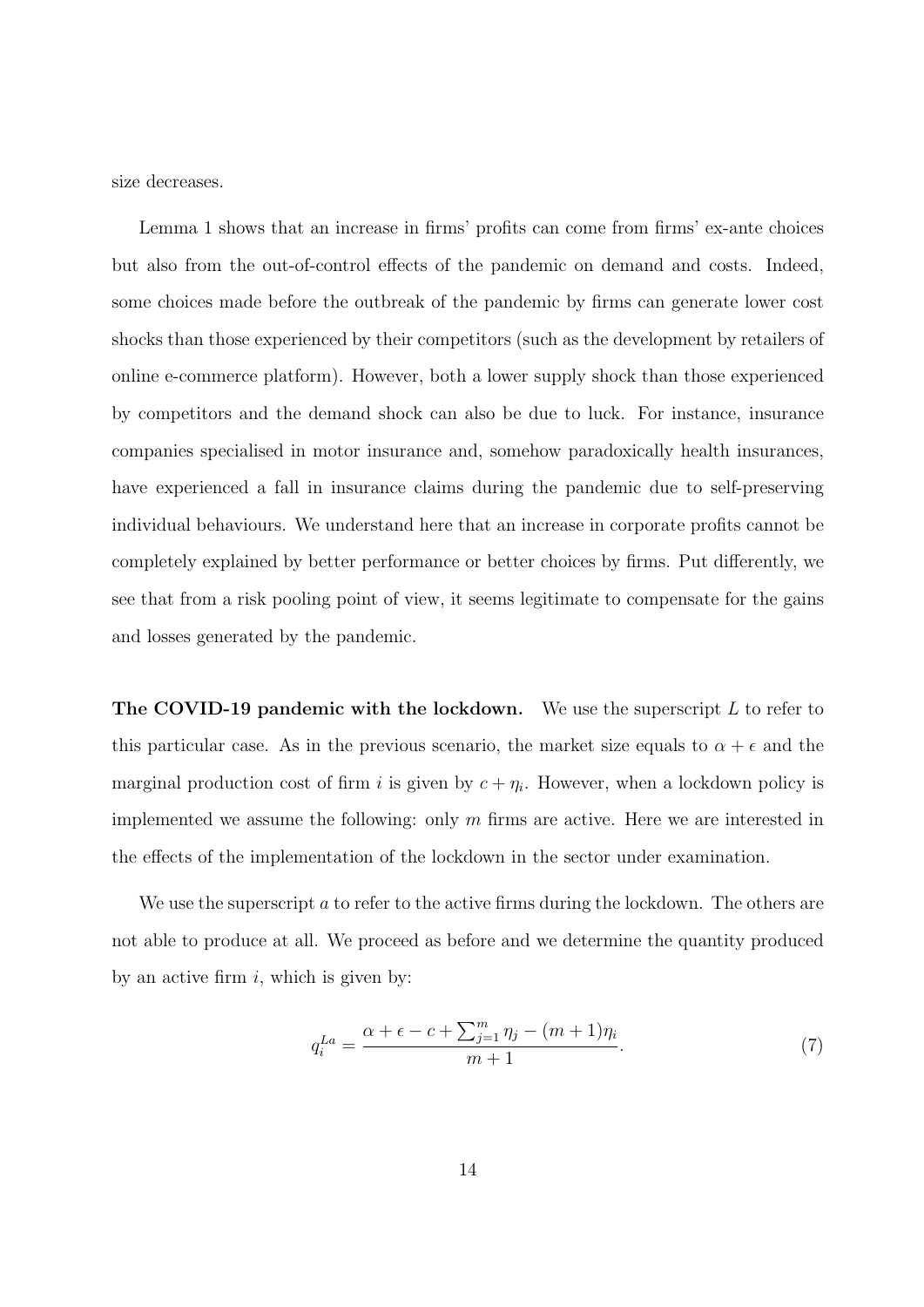size decreases.

Lemma 1 shows that an increase in firms' profits can come from firms' ex-ante choices but also from the out-of-control effects of the pandemic on demand and costs. Indeed, some choices made before the outbreak of the pandemic by firms can generate lower cost shocks than those experienced by their competitors (such as the development by retailers of online e-commerce platform). However, both a lower supply shock than those experienced by competitors and the demand shock can also be due to luck. For instance, insurance companies specialised in motor insurance and, somehow paradoxically health insurances, have experienced a fall in insurance claims during the pandemic due to self-preserving individual behaviours. We understand here that an increase in corporate profits cannot be completely explained by better performance or better choices by firms. Put differently, we see that from a risk pooling point of view, it seems legitimate to compensate for the gains and losses generated by the pandemic.

**The COVID-19 pandemic with the lockdown.** We use the superscript $L$ to refer to this particular case. As in the previous scenario, the market size equals to $\alpha + \epsilon$ and the marginal production cost of firm $i$ is given by $c + \eta_i$. However, when a lockdown policy is implemented we assume the following: only $m$ firms are active. Here we are interested in the effects of the implementation of the lockdown in the sector under examination.

We use the superscript $a$ to refer to the active firms during the lockdown. The others are not able to produce at all. We proceed as before and we determine the quantity produced by an active firm $i$, which is given by:

$$q_i^{La} = \frac{\alpha + \epsilon - c + \sum_{j=1}^{m} \eta_j - (m+1)\eta_i}{m+1}. \tag{7}$$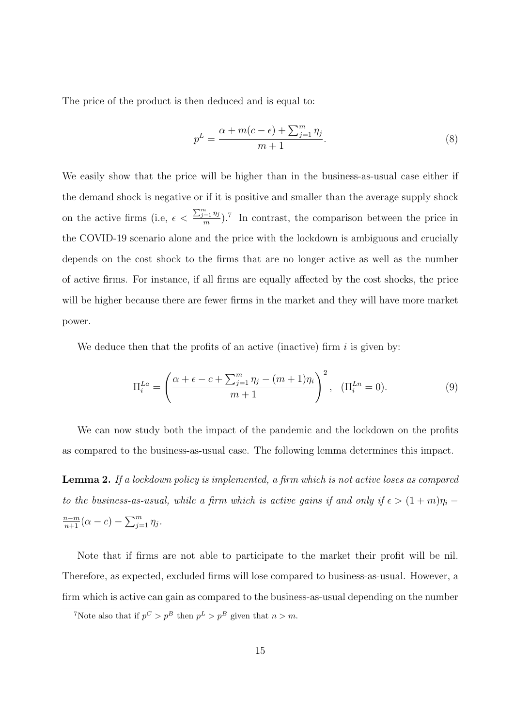The price of the product is then deduced and is equal to:

$$p^L = \frac{\alpha + m(c - \epsilon) + \sum_{j=1}^{m} \eta_j}{m+1}. \tag{8}$$

We easily show that the price will be higher than in the business-as-usual case either if the demand shock is negative or if it is positive and smaller than the average supply shock on the active firms (i.e, $\epsilon < \frac{\sum_{j=1}^{m} \eta_j}{m}$).[7] In contrast, the comparison between the price in the COVID-19 scenario alone and the price with the lockdown is ambiguous and crucially depends on the cost shock to the firms that are no longer active as well as the number of active firms. For instance, if all firms are equally affected by the cost shocks, the price will be higher because there are fewer firms in the market and they will have more market power.

We deduce then that the profits of an active (inactive) firm $i$ is given by:

$$\Pi_i^{La} = \left( \frac{\alpha + \epsilon - c + \sum_{j=1}^{m} \eta_j - (m+1)\eta_i}{m+1} \right)^2, \quad (\Pi_i^{Ln} = 0). \tag{9}$$

We can now study both the impact of the pandemic and the lockdown on the profits as compared to the business-as-usual case. The following lemma determines this impact.

**Lemma 2.** *If a lockdown policy is implemented, a firm which is not active loses as compared to the business-as-usual, while a firm which is active gains if and only if* $\epsilon > (1+m)\eta_i - \frac{n-m}{n+1}(\alpha - c) - \sum_{j=1}^{m} \eta_j$.

Note that if firms are not able to participate to the market their profit will be nil. Therefore, as expected, excluded firms will lose compared to business-as-usual. However, a firm which is active can gain as compared to the business-as-usual depending on the number

[7] Note also that if $p^C > p^B$ then $p^L > p^B$ given that $n > m$.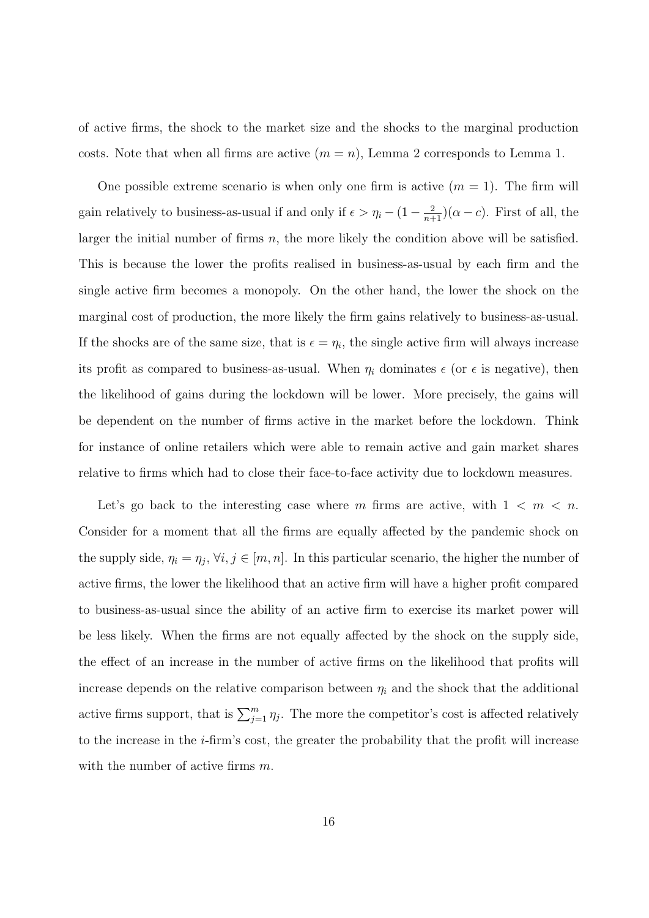of active firms, the shock to the market size and the shocks to the marginal production costs. Note that when all firms are active ($m = n$), Lemma 2 corresponds to Lemma 1.

One possible extreme scenario is when only one firm is active ($m = 1$). The firm will gain relatively to business-as-usual if and only if $\epsilon > \eta_i - (1 - \frac{2}{n+1})(\alpha - c)$. First of all, the larger the initial number of firms $n$, the more likely the condition above will be satisfied. This is because the lower the profits realised in business-as-usual by each firm and the single active firm becomes a monopoly. On the other hand, the lower the shock on the marginal cost of production, the more likely the firm gains relatively to business-as-usual. If the shocks are of the same size, that is $\epsilon = \eta_i$, the single active firm will always increase its profit as compared to business-as-usual. When $\eta_i$ dominates $\epsilon$ (or $\epsilon$ is negative), then the likelihood of gains during the lockdown will be lower. More precisely, the gains will be dependent on the number of firms active in the market before the lockdown. Think for instance of online retailers which were able to remain active and gain market shares relative to firms which had to close their face-to-face activity due to lockdown measures.

Let's go back to the interesting case where $m$ firms are active, with $1 < m < n$. Consider for a moment that all the firms are equally affected by the pandemic shock on the supply side, $\eta_i = \eta_j$, $\forall i, j \in [m, n]$. In this particular scenario, the higher the number of active firms, the lower the likelihood that an active firm will have a higher profit compared to business-as-usual since the ability of an active firm to exercise its market power will be less likely. When the firms are not equally affected by the shock on the supply side, the effect of an increase in the number of active firms on the likelihood that profits will increase depends on the relative comparison between $\eta_i$ and the shock that the additional active firms support, that is $\sum_{j=1}^{m} \eta_j$. The more the competitor's cost is affected relatively to the increase in the $i$-firm's cost, the greater the probability that the profit will increase with the number of active firms $m$.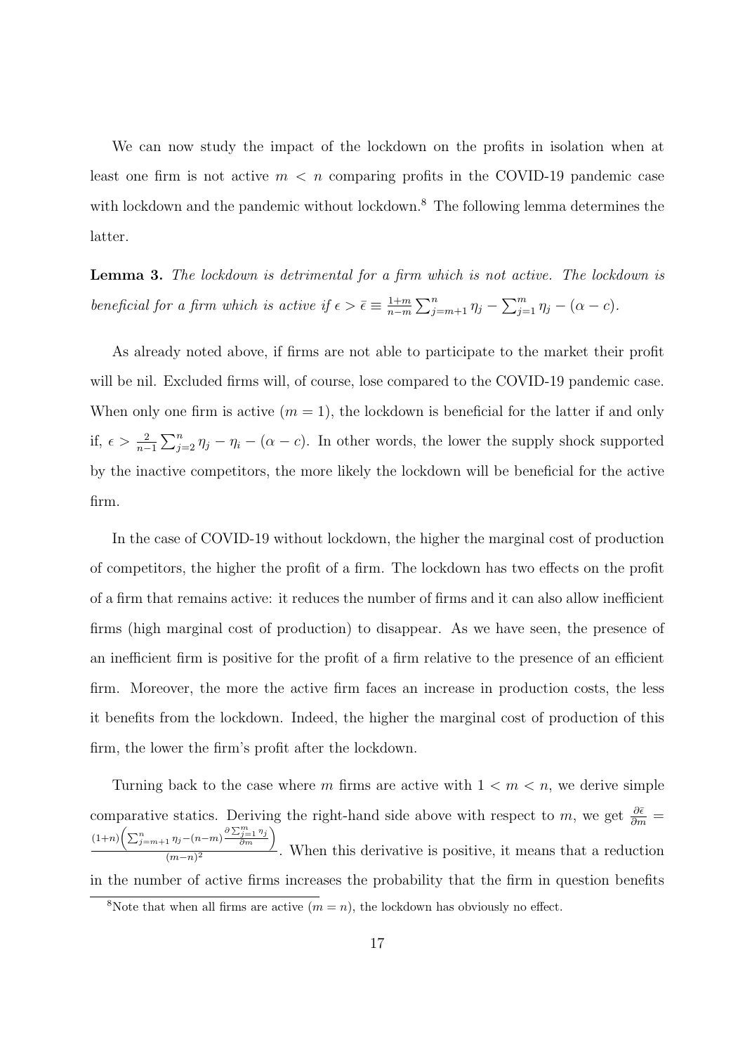We can now study the impact of the lockdown on the profits in isolation when at least one firm is not active $m < n$ comparing profits in the COVID-19 pandemic case with lockdown and the pandemic without lockdown.[8] The following lemma determines the latter.

**Lemma 3.** *The lockdown is detrimental for a firm which is not active. The lockdown is beneficial for a firm which is active if* $\epsilon > \bar{\epsilon} \equiv \frac{1+m}{n-m}\sum_{j=m+1}^{n}\eta_j - \sum_{j=1}^{m}\eta_j - (\alpha - c)$.

As already noted above, if firms are not able to participate to the market their profit will be nil. Excluded firms will, of course, lose compared to the COVID-19 pandemic case. When only one firm is active ($m = 1$), the lockdown is beneficial for the latter if and only if, $\epsilon > \frac{2}{n-1}\sum_{j=2}^{n}\eta_j - \eta_i - (\alpha - c)$. In other words, the lower the supply shock supported by the inactive competitors, the more likely the lockdown will be beneficial for the active firm.

In the case of COVID-19 without lockdown, the higher the marginal cost of production of competitors, the higher the profit of a firm. The lockdown has two effects on the profit of a firm that remains active: it reduces the number of firms and it can also allow inefficient firms (high marginal cost of production) to disappear. As we have seen, the presence of an inefficient firm is positive for the profit of a firm relative to the presence of an efficient firm. Moreover, the more the active firm faces an increase in production costs, the less it benefits from the lockdown. Indeed, the higher the marginal cost of production of this firm, the lower the firm's profit after the lockdown.

Turning back to the case where $m$ firms are active with $1 < m < n$, we derive simple comparative statics. Deriving the right-hand side above with respect to $m$, we get $\frac{\partial \bar{\epsilon}}{\partial m} = \frac{(1+n)\left(\sum_{j=m+1}^{n}\eta_j - (n-m)\frac{\partial \sum_{j=1}^{m}\eta_j}{\partial m}\right)}{(m-n)^2}$. When this derivative is positive, it means that a reduction in the number of active firms increases the probability that the firm in question benefits

[8] Note that when all firms are active ($m = n$), the lockdown has obviously no effect.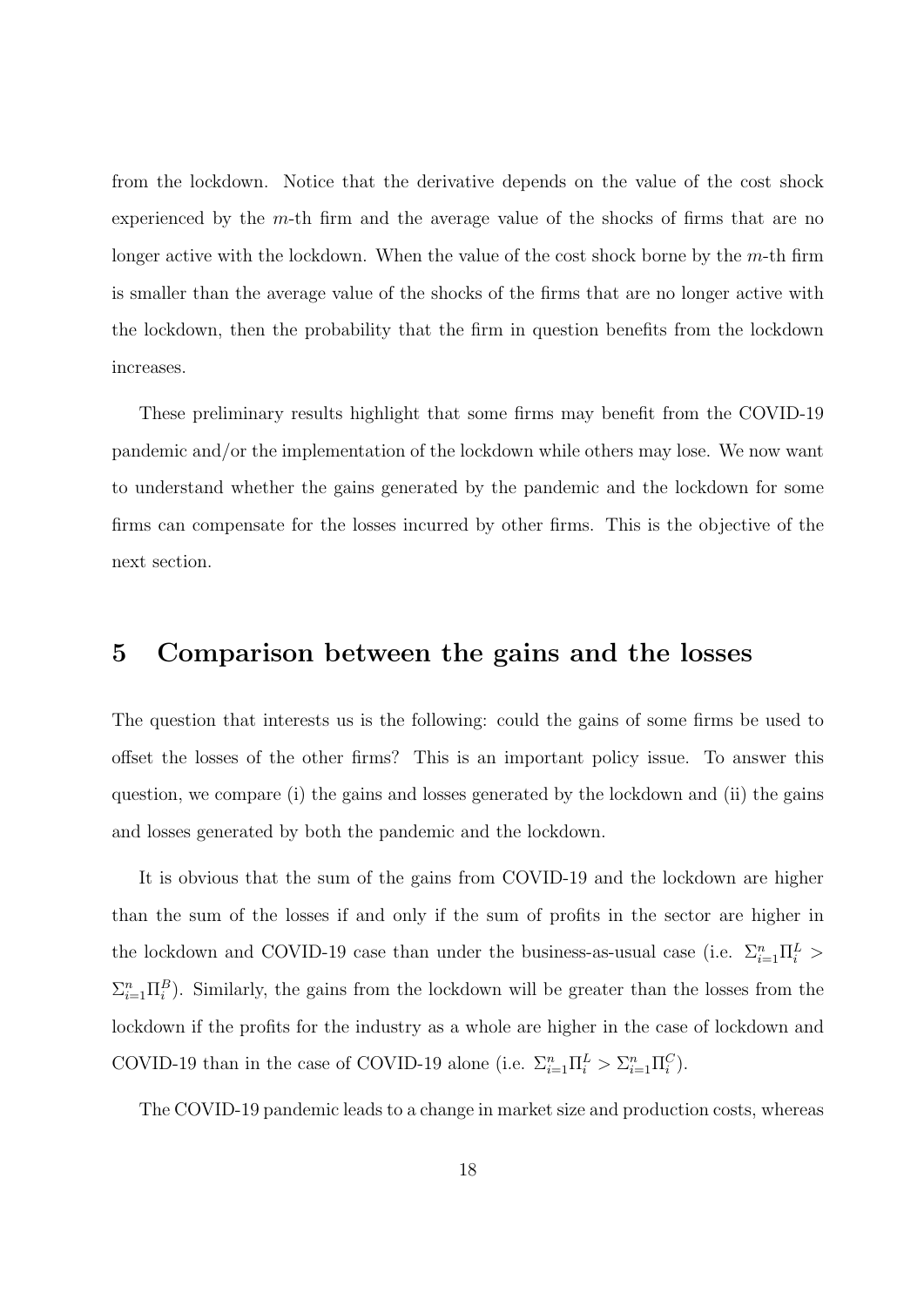from the lockdown. Notice that the derivative depends on the value of the cost shock experienced by the $m$-th firm and the average value of the shocks of firms that are no longer active with the lockdown. When the value of the cost shock borne by the $m$-th firm is smaller than the average value of the shocks of the firms that are no longer active with the lockdown, then the probability that the firm in question benefits from the lockdown increases.

These preliminary results highlight that some firms may benefit from the COVID-19 pandemic and/or the implementation of the lockdown while others may lose. We now want to understand whether the gains generated by the pandemic and the lockdown for some firms can compensate for the losses incurred by other firms. This is the objective of the next section.

## 5 Comparison between the gains and the losses

The question that interests us is the following: could the gains of some firms be used to offset the losses of the other firms? This is an important policy issue. To answer this question, we compare (i) the gains and losses generated by the lockdown and (ii) the gains and losses generated by both the pandemic and the lockdown.

It is obvious that the sum of the gains from COVID-19 and the lockdown are higher than the sum of the losses if and only if the sum of profits in the sector are higher in the lockdown and COVID-19 case than under the business-as-usual case (i.e. $\Sigma_{i=1}^{n}\Pi_i^L > \Sigma_{i=1}^{n}\Pi_i^B$). Similarly, the gains from the lockdown will be greater than the losses from the lockdown if the profits for the industry as a whole are higher in the case of lockdown and COVID-19 than in the case of COVID-19 alone (i.e. $\Sigma_{i=1}^{n}\Pi_i^L > \Sigma_{i=1}^{n}\Pi_i^C$).

The COVID-19 pandemic leads to a change in market size and production costs, whereas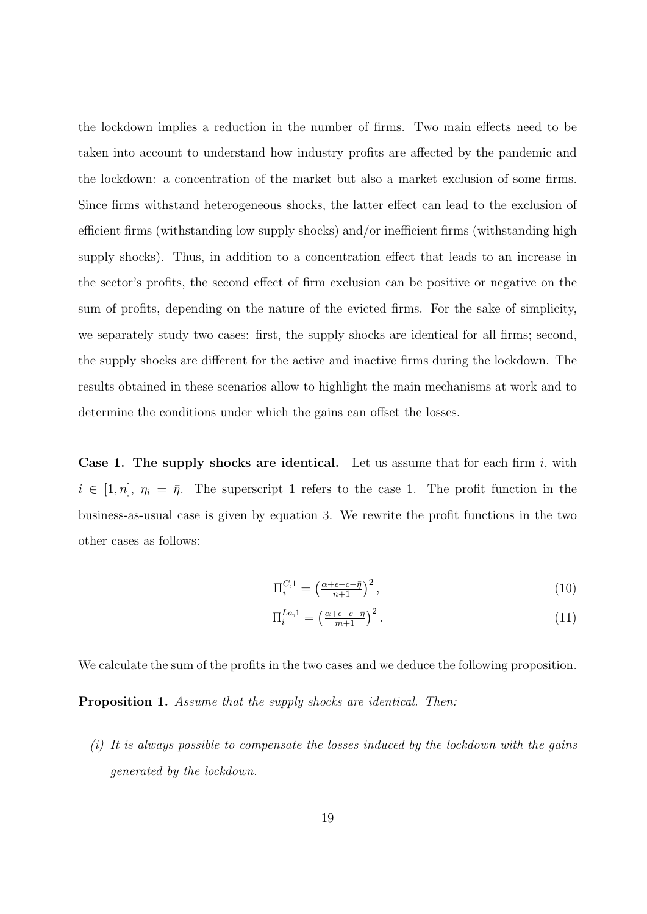the lockdown implies a reduction in the number of firms. Two main effects need to be taken into account to understand how industry profits are affected by the pandemic and the lockdown: a concentration of the market but also a market exclusion of some firms. Since firms withstand heterogeneous shocks, the latter effect can lead to the exclusion of efficient firms (withstanding low supply shocks) and/or inefficient firms (withstanding high supply shocks). Thus, in addition to a concentration effect that leads to an increase in the sector's profits, the second effect of firm exclusion can be positive or negative on the sum of profits, depending on the nature of the evicted firms. For the sake of simplicity, we separately study two cases: first, the supply shocks are identical for all firms; second, the supply shocks are different for the active and inactive firms during the lockdown. The results obtained in these scenarios allow to highlight the main mechanisms at work and to determine the conditions under which the gains can offset the losses.

**Case 1. The supply shocks are identical.** Let us assume that for each firm $i$, with $i \in [1, n]$, $\eta_i = \bar{\eta}$. The superscript 1 refers to the case 1. The profit function in the business-as-usual case is given by equation 3. We rewrite the profit functions in the two other cases as follows:

$$\Pi_i^{C,1} = \left(\frac{\alpha+\epsilon-c-\bar{\eta}}{n+1}\right)^2, \tag{10}$$

$$\Pi_i^{La,1} = \left(\frac{\alpha+\epsilon-c-\bar{\eta}}{m+1}\right)^2. \tag{11}$$

We calculate the sum of the profits in the two cases and we deduce the following proposition.

**Proposition 1.** *Assume that the supply shocks are identical. Then:*

*(i) It is always possible to compensate the losses induced by the lockdown with the gains generated by the lockdown.*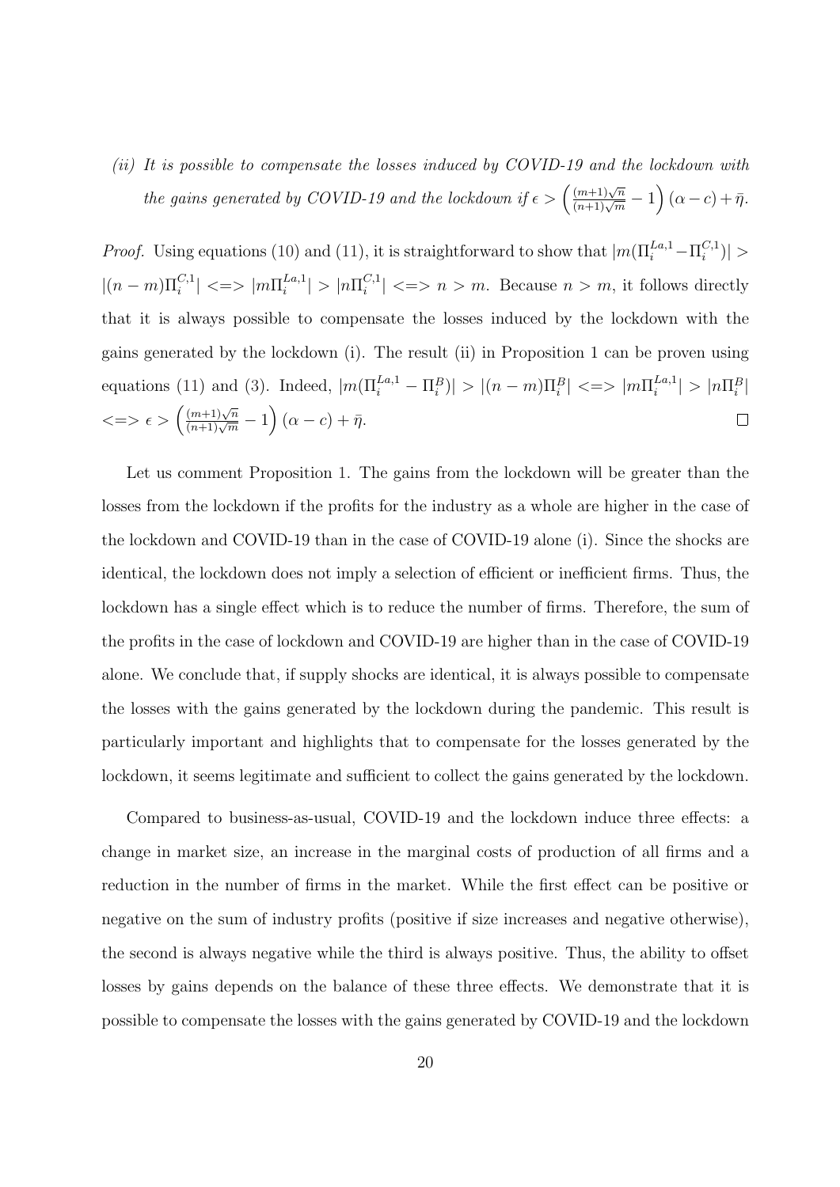*(ii) It is possible to compensate the losses induced by COVID-19 and the lockdown with the gains generated by COVID-19 and the lockdown if $\epsilon > \left(\frac{(m+1)\sqrt{n}}{(n+1)\sqrt{m}} - 1\right)(\alpha - c) + \bar{\eta}$.*

*Proof.* Using equations (10) and (11), it is straightforward to show that $|m(\Pi_i^{La,1} - \Pi_i^{C,1})| > |(n-m)\Pi_i^{C,1}| <=> |m\Pi_i^{La,1}| > |n\Pi_i^{C,1}| <=> n > m$. Because $n > m$, it follows directly that it is always possible to compensate the losses induced by the lockdown with the gains generated by the lockdown (i). The result (ii) in Proposition 1 can be proven using equations (11) and (3). Indeed, $|m(\Pi_i^{La,1} - \Pi_i^{B})| > |(n-m)\Pi_i^{B}| <=> |m\Pi_i^{La,1}| > |n\Pi_i^{B}|$ $<=> \epsilon > \left(\frac{(m+1)\sqrt{n}}{(n+1)\sqrt{m}} - 1\right)(\alpha - c) + \bar{\eta}$. □

Let us comment Proposition 1. The gains from the lockdown will be greater than the losses from the lockdown if the profits for the industry as a whole are higher in the case of the lockdown and COVID-19 than in the case of COVID-19 alone (i). Since the shocks are identical, the lockdown does not imply a selection of efficient or inefficient firms. Thus, the lockdown has a single effect which is to reduce the number of firms. Therefore, the sum of the profits in the case of lockdown and COVID-19 are higher than in the case of COVID-19 alone. We conclude that, if supply shocks are identical, it is always possible to compensate the losses with the gains generated by the lockdown during the pandemic. This result is particularly important and highlights that to compensate for the losses generated by the lockdown, it seems legitimate and sufficient to collect the gains generated by the lockdown.

Compared to business-as-usual, COVID-19 and the lockdown induce three effects: a change in market size, an increase in the marginal costs of production of all firms and a reduction in the number of firms in the market. While the first effect can be positive or negative on the sum of industry profits (positive if size increases and negative otherwise), the second is always negative while the third is always positive. Thus, the ability to offset losses by gains depends on the balance of these three effects. We demonstrate that it is possible to compensate the losses with the gains generated by COVID-19 and the lockdown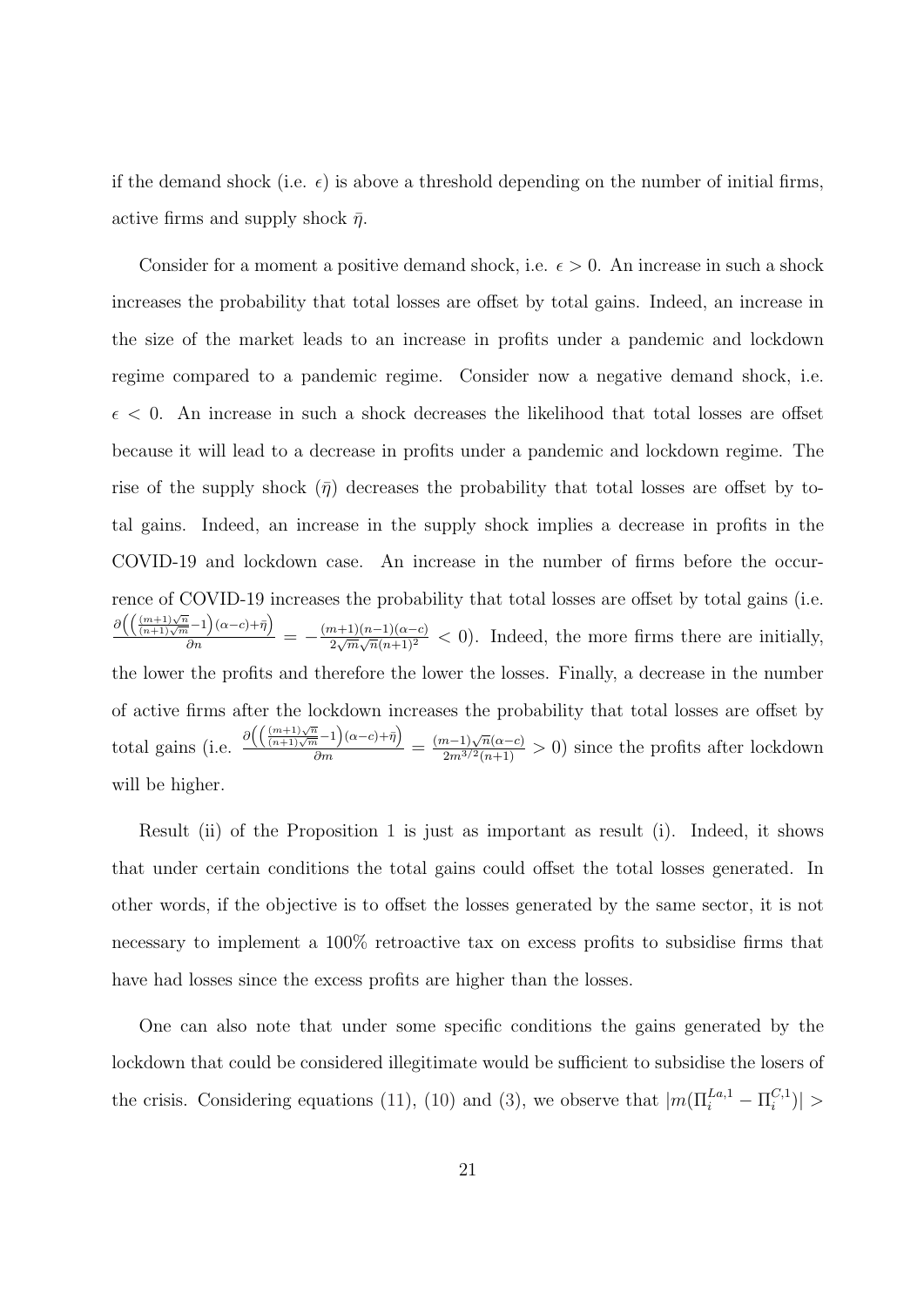if the demand shock (i.e. $\epsilon$) is above a threshold depending on the number of initial firms, active firms and supply shock $\bar{\eta}$.

Consider for a moment a positive demand shock, i.e. $\epsilon > 0$. An increase in such a shock increases the probability that total losses are offset by total gains. Indeed, an increase in the size of the market leads to an increase in profits under a pandemic and lockdown regime compared to a pandemic regime. Consider now a negative demand shock, i.e. $\epsilon < 0$. An increase in such a shock decreases the likelihood that total losses are offset because it will lead to a decrease in profits under a pandemic and lockdown regime. The rise of the supply shock ($\bar{\eta}$) decreases the probability that total losses are offset by total gains. Indeed, an increase in the supply shock implies a decrease in profits in the COVID-19 and lockdown case. An increase in the number of firms before the occurrence of COVID-19 increases the probability that total losses are offset by total gains (i.e. $\frac{\partial\left(\left(\frac{(m+1)\sqrt{n}}{(n+1)\sqrt{m}}-1\right)(\alpha-c)+\bar{\eta}\right)}{\partial n} = -\frac{(m+1)(n-1)(\alpha-c)}{2\sqrt{m}\sqrt{n}(n+1)^2} < 0$). Indeed, the more firms there are initially, the lower the profits and therefore the lower the losses. Finally, a decrease in the number of active firms after the lockdown increases the probability that total losses are offset by total gains (i.e. $\frac{\partial\left(\left(\frac{(m+1)\sqrt{n}}{(n+1)\sqrt{m}}-1\right)(\alpha-c)+\bar{\eta}\right)}{\partial m} = \frac{(m-1)\sqrt{n}(\alpha-c)}{2m^{3/2}(n+1)} > 0$) since the profits after lockdown will be higher.

Result (ii) of the Proposition 1 is just as important as result (i). Indeed, it shows that under certain conditions the total gains could offset the total losses generated. In other words, if the objective is to offset the losses generated by the same sector, it is not necessary to implement a 100% retroactive tax on excess profits to subsidise firms that have had losses since the excess profits are higher than the losses.

One can also note that under some specific conditions the gains generated by the lockdown that could be considered illegitimate would be sufficient to subsidise the losers of the crisis. Considering equations (11), (10) and (3), we observe that $|m(\Pi_i^{La,1} - \Pi_i^{C,1})| >$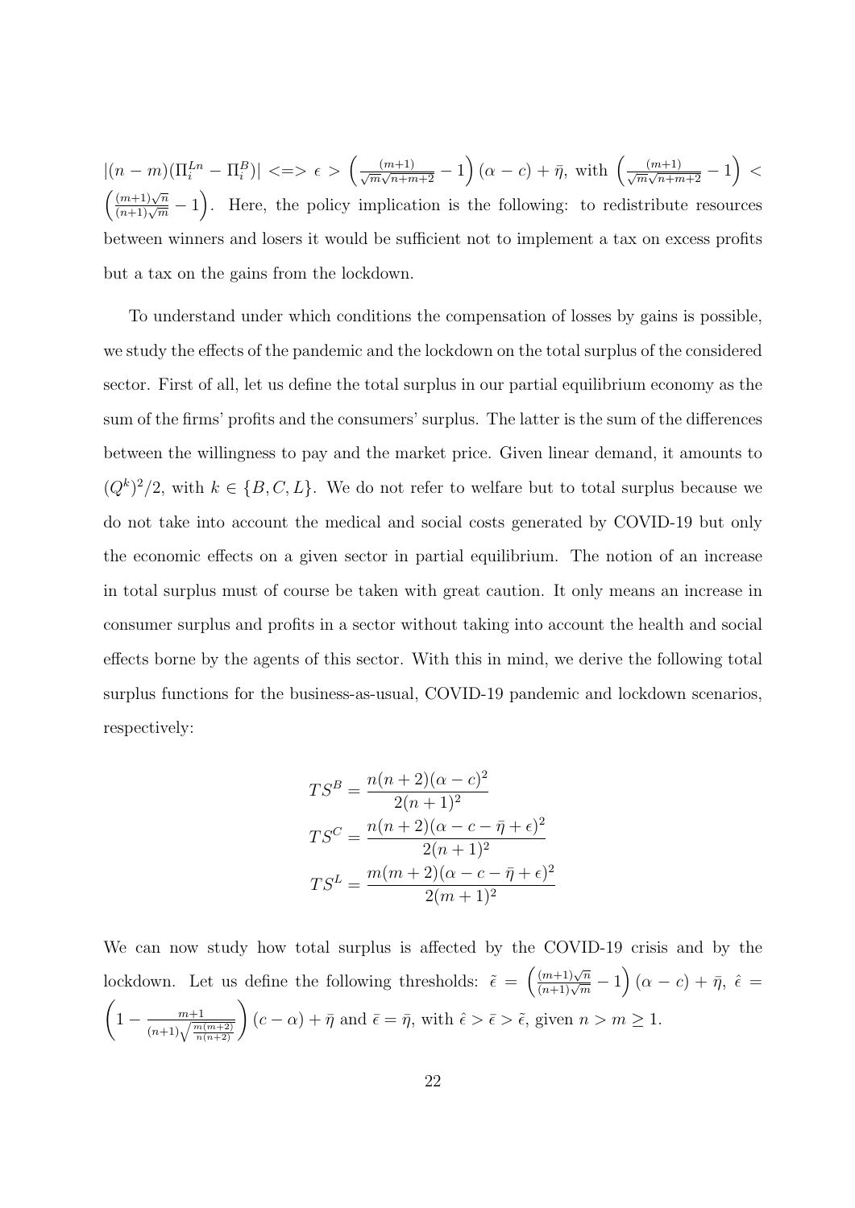$|(n-m)(\Pi_i^{Ln} - \Pi_i^B)| <=> \epsilon > \left(\frac{(m+1)}{\sqrt{m}\sqrt{n+m+2}} - 1\right)(\alpha - c) + \bar{\eta}$, with $\left(\frac{(m+1)}{\sqrt{m}\sqrt{n+m+2}} - 1\right) < \left(\frac{(m+1)\sqrt{n}}{(n+1)\sqrt{m}} - 1\right)$. Here, the policy implication is the following: to redistribute resources between winners and losers it would be sufficient not to implement a tax on excess profits but a tax on the gains from the lockdown.

To understand under which conditions the compensation of losses by gains is possible, we study the effects of the pandemic and the lockdown on the total surplus of the considered sector. First of all, let us define the total surplus in our partial equilibrium economy as the sum of the firms' profits and the consumers' surplus. The latter is the sum of the differences between the willingness to pay and the market price. Given linear demand, it amounts to $(Q^k)^2/2$, with $k \in \{B, C, L\}$. We do not refer to welfare but to total surplus because we do not take into account the medical and social costs generated by COVID-19 but only the economic effects on a given sector in partial equilibrium. The notion of an increase in total surplus must of course be taken with great caution. It only means an increase in consumer surplus and profits in a sector without taking into account the health and social effects borne by the agents of this sector. With this in mind, we derive the following total surplus functions for the business-as-usual, COVID-19 pandemic and lockdown scenarios, respectively:

$$TS^B = \frac{n(n+2)(\alpha - c)^2}{2(n+1)^2}$$
$$TS^C = \frac{n(n+2)(\alpha - c - \bar{\eta} + \epsilon)^2}{2(n+1)^2}$$
$$TS^L = \frac{m(m+2)(\alpha - c - \bar{\eta} + \epsilon)^2}{2(m+1)^2}$$

We can now study how total surplus is affected by the COVID-19 crisis and by the lockdown. Let us define the following thresholds: $\tilde{\epsilon} = \left(\frac{(m+1)\sqrt{n}}{(n+1)\sqrt{m}} - 1\right)(\alpha - c) + \bar{\eta}$, $\hat{\epsilon} = \left(1 - \frac{m+1}{(n+1)\sqrt{\frac{m(m+2)}{n(n+2)}}}\right)(c - \alpha) + \bar{\eta}$ and $\bar{\epsilon} = \bar{\eta}$, with $\hat{\epsilon} > \bar{\epsilon} > \tilde{\epsilon}$, given $n > m \geq 1$.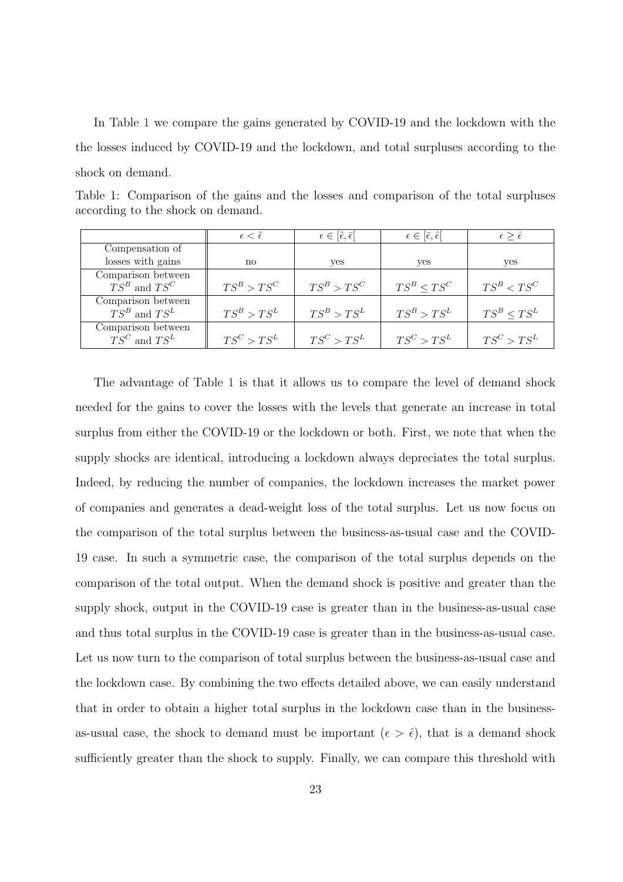In Table 1 we compare the gains generated by COVID-19 and the lockdown with the the losses induced by COVID-19 and the lockdown, and total surpluses according to the shock on demand.

Table 1: Comparison of the gains and the losses and comparison of the total surpluses according to the shock on demand.

| | $\epsilon < \tilde{\epsilon}$ | $\epsilon \in [\tilde{\epsilon}, \bar{\epsilon}[$ | $\epsilon \in [\bar{\epsilon}, \hat{\epsilon}[$ | $\epsilon \geq \hat{\epsilon}$ |
|---|---|---|---|---|
| Compensation of losses with gains | no | yes | yes | yes |
| Comparison between $TS^B$ and $TS^C$ | $TS^B > TS^C$ | $TS^B > TS^C$ | $TS^B \leq TS^C$ | $TS^B < TS^C$ |
| Comparison between $TS^B$ and $TS^L$ | $TS^B > TS^L$ | $TS^B > TS^L$ | $TS^B > TS^L$ | $TS^B \leq TS^L$ |
| Comparison between $TS^C$ and $TS^L$ | $TS^C > TS^L$ | $TS^C > TS^L$ | $TS^C > TS^L$ | $TS^C > TS^L$ |

The advantage of Table 1 is that it allows us to compare the level of demand shock needed for the gains to cover the losses with the levels that generate an increase in total surplus from either the COVID-19 or the lockdown or both. First, we note that when the supply shocks are identical, introducing a lockdown always depreciates the total surplus. Indeed, by reducing the number of companies, the lockdown increases the market power of companies and generates a dead-weight loss of the total surplus. Let us now focus on the comparison of the total surplus between the business-as-usual case and the COVID-19 case. In such a symmetric case, the comparison of the total surplus depends on the comparison of the total output. When the demand shock is positive and greater than the supply shock, output in the COVID-19 case is greater than in the business-as-usual case and thus total surplus in the COVID-19 case is greater than in the business-as-usual case. Let us now turn to the comparison of total surplus between the business-as-usual case and the lockdown case. By combining the two effects detailed above, we can easily understand that in order to obtain a higher total surplus in the lockdown case than in the business-as-usual case, the shock to demand must be important ($\epsilon > \hat{\epsilon}$), that is a demand shock sufficiently greater than the shock to supply. Finally, we can compare this threshold with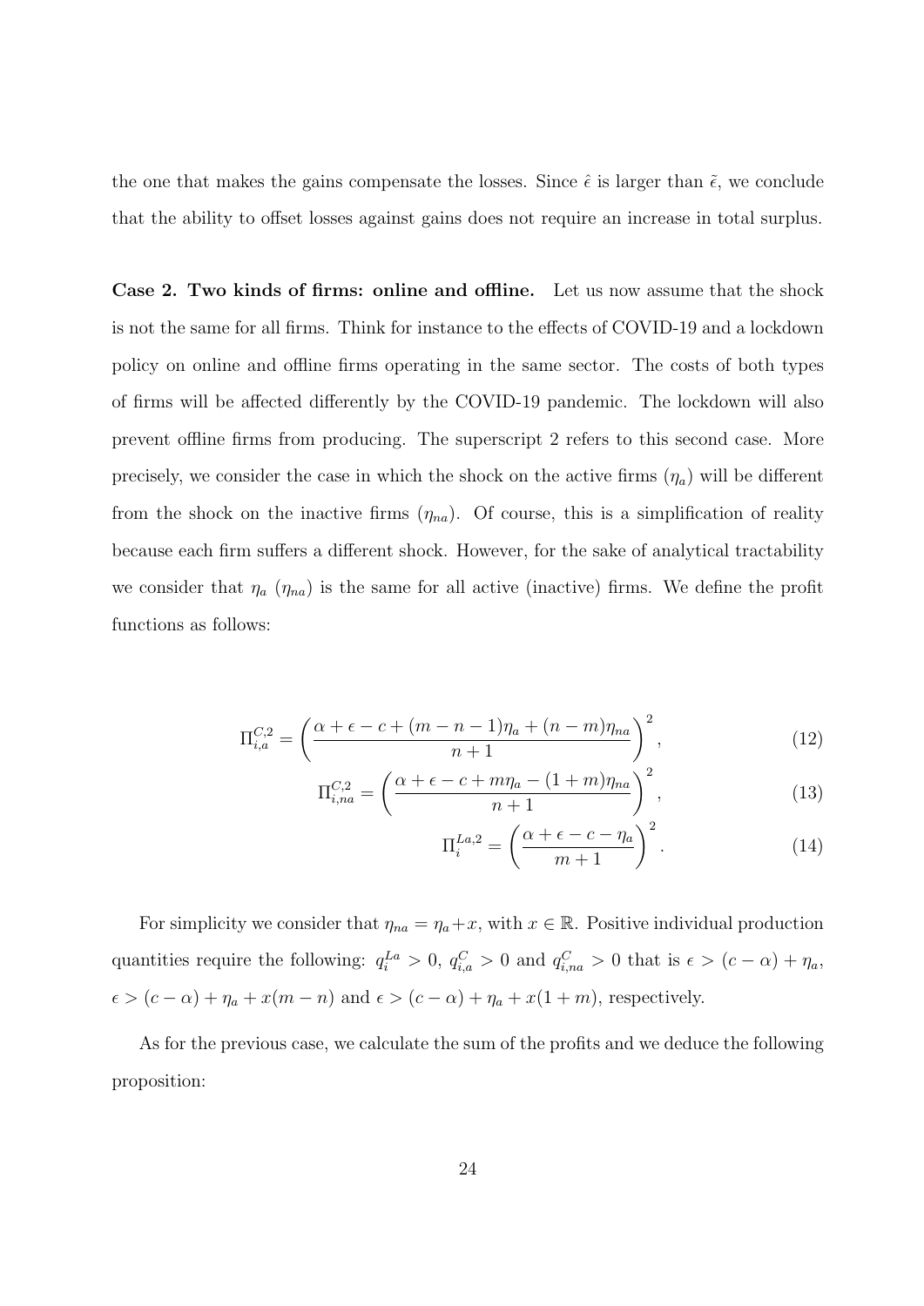the one that makes the gains compensate the losses. Since $\hat{\epsilon}$ is larger than $\tilde{\epsilon}$, we conclude that the ability to offset losses against gains does not require an increase in total surplus.

**Case 2. Two kinds of firms: online and offline.** Let us now assume that the shock is not the same for all firms. Think for instance to the effects of COVID-19 and a lockdown policy on online and offline firms operating in the same sector. The costs of both types of firms will be affected differently by the COVID-19 pandemic. The lockdown will also prevent offline firms from producing. The superscript 2 refers to this second case. More precisely, we consider the case in which the shock on the active firms ($\eta_a$) will be different from the shock on the inactive firms ($\eta_{na}$). Of course, this is a simplification of reality because each firm suffers a different shock. However, for the sake of analytical tractability we consider that $\eta_a$ ($\eta_{na}$) is the same for all active (inactive) firms. We define the profit functions as follows:

$$\Pi_{i,a}^{C,2} = \left( \frac{\alpha + \epsilon - c + (m - n - 1)\eta_a + (n - m)\eta_{na}}{n + 1} \right)^2, \tag{12}$$

$$\Pi_{i,na}^{C,2} = \left( \frac{\alpha + \epsilon - c + m\eta_a - (1 + m)\eta_{na}}{n + 1} \right)^2, \tag{13}$$

$$\Pi_{i}^{La,2} = \left( \frac{\alpha + \epsilon - c - \eta_a}{m + 1} \right)^2. \tag{14}$$

For simplicity we consider that $\eta_{na} = \eta_a + x$, with $x \in \mathbb{R}$. Positive individual production quantities require the following: $q_i^{La} > 0$, $q_{i,a}^C > 0$ and $q_{i,na}^C > 0$ that is $\epsilon > (c - \alpha) + \eta_a$, $\epsilon > (c - \alpha) + \eta_a + x(m - n)$ and $\epsilon > (c - \alpha) + \eta_a + x(1 + m)$, respectively.

As for the previous case, we calculate the sum of the profits and we deduce the following proposition: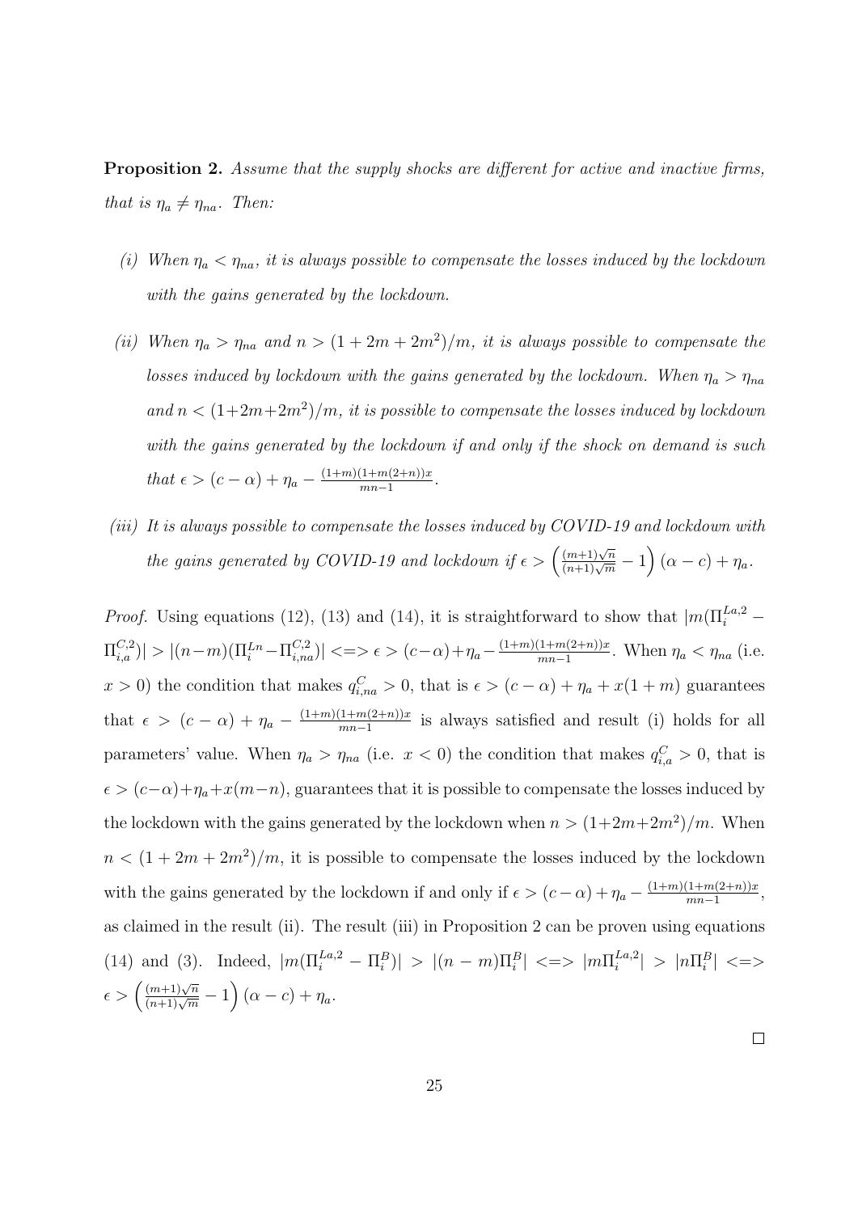**Proposition 2.** *Assume that the supply shocks are different for active and inactive firms, that is $\eta_a \neq \eta_{na}$. Then:*

*(i) When $\eta_a < \eta_{na}$, it is always possible to compensate the losses induced by the lockdown with the gains generated by the lockdown.*

*(ii) When $\eta_a > \eta_{na}$ and $n > (1 + 2m + 2m^2)/m$, it is always possible to compensate the losses induced by lockdown with the gains generated by the lockdown. When $\eta_a > \eta_{na}$ and $n < (1+2m+2m^2)/m$, it is possible to compensate the losses induced by lockdown with the gains generated by the lockdown if and only if the shock on demand is such that $\epsilon > (c - \alpha) + \eta_a - \frac{(1+m)(1+m(2+n))x}{mn-1}$.*

*(iii) It is always possible to compensate the losses induced by COVID-19 and lockdown with the gains generated by COVID-19 and lockdown if $\epsilon > \left(\frac{(m+1)\sqrt{n}}{(n+1)\sqrt{m}} - 1\right)(\alpha - c) + \eta_a$.*

*Proof.* Using equations (12), (13) and (14), it is straightforward to show that $|m(\Pi_i^{La,2} - \Pi_{i,a}^{C,2})| > |(n-m)(\Pi_i^{Ln} - \Pi_{i,na}^{C,2})| <=> \epsilon > (c-\alpha) + \eta_a - \frac{(1+m)(1+m(2+n))x}{mn-1}$. When $\eta_a < \eta_{na}$ (i.e. $x > 0$) the condition that makes $q_{i,na}^C > 0$, that is $\epsilon > (c - \alpha) + \eta_a + x(1 + m)$ guarantees that $\epsilon > (c - \alpha) + \eta_a - \frac{(1+m)(1+m(2+n))x}{mn-1}$ is always satisfied and result (i) holds for all parameters' value. When $\eta_a > \eta_{na}$ (i.e. $x < 0$) the condition that makes $q_{i,a}^C > 0$, that is $\epsilon > (c-\alpha) + \eta_a + x(m-n)$, guarantees that it is possible to compensate the losses induced by the lockdown with the gains generated by the lockdown when $n > (1+2m+2m^2)/m$. When $n < (1 + 2m + 2m^2)/m$, it is possible to compensate the losses induced by the lockdown with the gains generated by the lockdown if and only if $\epsilon > (c - \alpha) + \eta_a - \frac{(1+m)(1+m(2+n))x}{mn-1}$, as claimed in the result (ii). The result (iii) in Proposition 2 can be proven using equations (14) and (3). Indeed, $|m(\Pi_i^{La,2} - \Pi_i^B)| > |(n - m)\Pi_i^B| <=> |m\Pi_i^{La,2}| > |n\Pi_i^B| <=> \epsilon > \left(\frac{(m+1)\sqrt{n}}{(n+1)\sqrt{m}} - 1\right)(\alpha - c) + \eta_a$.

□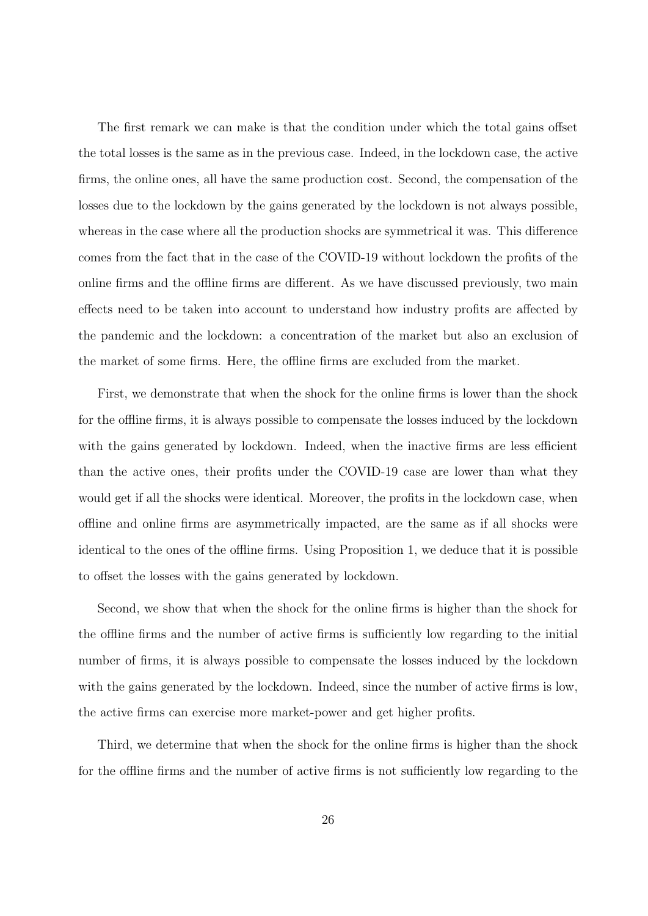The first remark we can make is that the condition under which the total gains offset the total losses is the same as in the previous case. Indeed, in the lockdown case, the active firms, the online ones, all have the same production cost. Second, the compensation of the losses due to the lockdown by the gains generated by the lockdown is not always possible, whereas in the case where all the production shocks are symmetrical it was. This difference comes from the fact that in the case of the COVID-19 without lockdown the profits of the online firms and the offline firms are different. As we have discussed previously, two main effects need to be taken into account to understand how industry profits are affected by the pandemic and the lockdown: a concentration of the market but also an exclusion of the market of some firms. Here, the offline firms are excluded from the market.

First, we demonstrate that when the shock for the online firms is lower than the shock for the offline firms, it is always possible to compensate the losses induced by the lockdown with the gains generated by lockdown. Indeed, when the inactive firms are less efficient than the active ones, their profits under the COVID-19 case are lower than what they would get if all the shocks were identical. Moreover, the profits in the lockdown case, when offline and online firms are asymmetrically impacted, are the same as if all shocks were identical to the ones of the offline firms. Using Proposition 1, we deduce that it is possible to offset the losses with the gains generated by lockdown.

Second, we show that when the shock for the online firms is higher than the shock for the offline firms and the number of active firms is sufficiently low regarding to the initial number of firms, it is always possible to compensate the losses induced by the lockdown with the gains generated by the lockdown. Indeed, since the number of active firms is low, the active firms can exercise more market-power and get higher profits.

Third, we determine that when the shock for the online firms is higher than the shock for the offline firms and the number of active firms is not sufficiently low regarding to the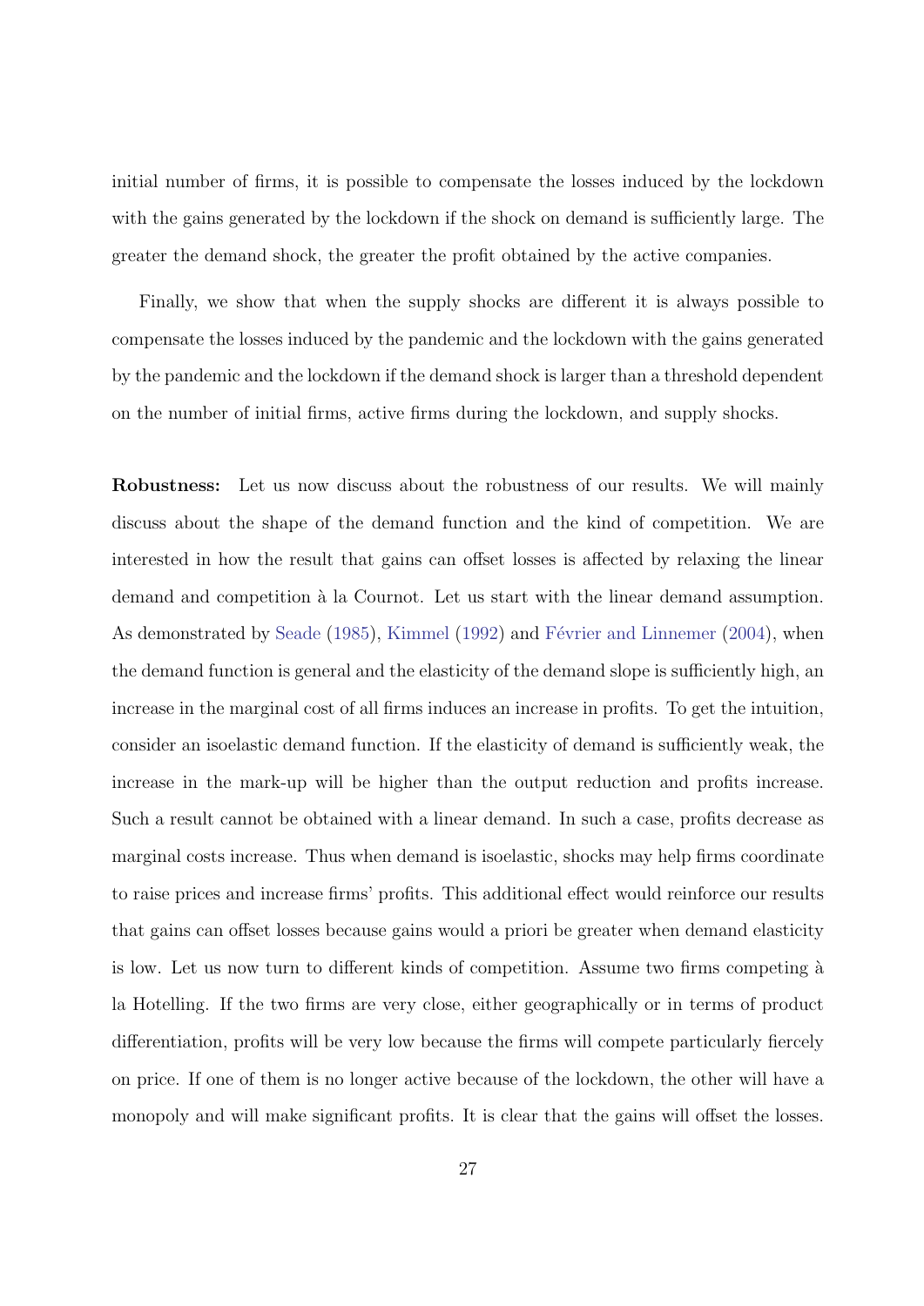initial number of firms, it is possible to compensate the losses induced by the lockdown with the gains generated by the lockdown if the shock on demand is sufficiently large. The greater the demand shock, the greater the profit obtained by the active companies.

Finally, we show that when the supply shocks are different it is always possible to compensate the losses induced by the pandemic and the lockdown with the gains generated by the pandemic and the lockdown if the demand shock is larger than a threshold dependent on the number of initial firms, active firms during the lockdown, and supply shocks.

**Robustness:** Let us now discuss about the robustness of our results. We will mainly discuss about the shape of the demand function and the kind of competition. We are interested in how the result that gains can offset losses is affected by relaxing the linear demand and competition à la Cournot. Let us start with the linear demand assumption. As demonstrated by Seade (1985), Kimmel (1992) and Février and Linnemer (2004), when the demand function is general and the elasticity of the demand slope is sufficiently high, an increase in the marginal cost of all firms induces an increase in profits. To get the intuition, consider an isoelastic demand function. If the elasticity of demand is sufficiently weak, the increase in the mark-up will be higher than the output reduction and profits increase. Such a result cannot be obtained with a linear demand. In such a case, profits decrease as marginal costs increase. Thus when demand is isoelastic, shocks may help firms coordinate to raise prices and increase firms' profits. This additional effect would reinforce our results that gains can offset losses because gains would a priori be greater when demand elasticity is low. Let us now turn to different kinds of competition. Assume two firms competing à la Hotelling. If the two firms are very close, either geographically or in terms of product differentiation, profits will be very low because the firms will compete particularly fiercely on price. If one of them is no longer active because of the lockdown, the other will have a monopoly and will make significant profits. It is clear that the gains will offset the losses.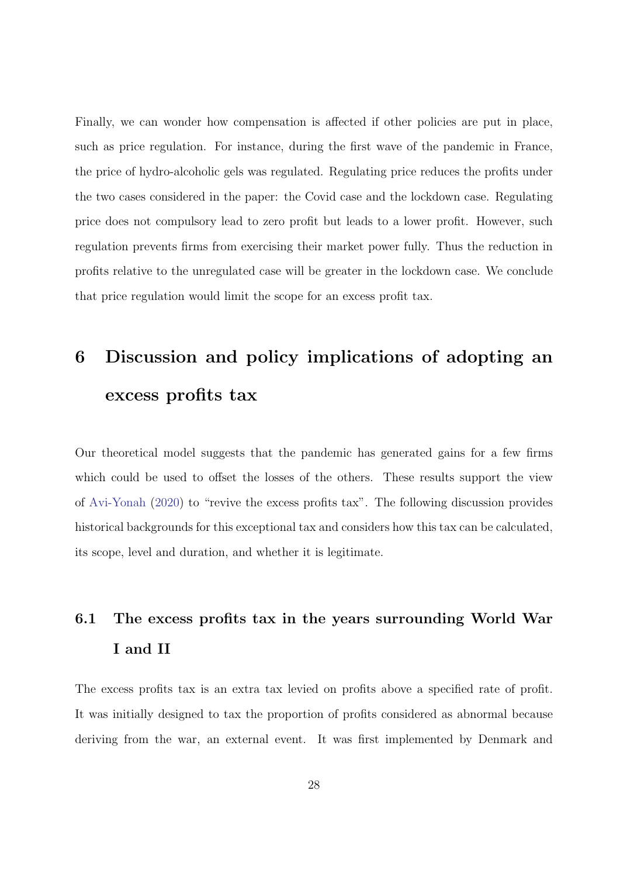Finally, we can wonder how compensation is affected if other policies are put in place, such as price regulation. For instance, during the first wave of the pandemic in France, the price of hydro-alcoholic gels was regulated. Regulating price reduces the profits under the two cases considered in the paper: the Covid case and the lockdown case. Regulating price does not compulsory lead to zero profit but leads to a lower profit. However, such regulation prevents firms from exercising their market power fully. Thus the reduction in profits relative to the unregulated case will be greater in the lockdown case. We conclude that price regulation would limit the scope for an excess profit tax.

# 6 Discussion and policy implications of adopting an excess profits tax

Our theoretical model suggests that the pandemic has generated gains for a few firms which could be used to offset the losses of the others. These results support the view of Avi-Yonah (2020) to "revive the excess profits tax". The following discussion provides historical backgrounds for this exceptional tax and considers how this tax can be calculated, its scope, level and duration, and whether it is legitimate.

## 6.1 The excess profits tax in the years surrounding World War I and II

The excess profits tax is an extra tax levied on profits above a specified rate of profit. It was initially designed to tax the proportion of profits considered as abnormal because deriving from the war, an external event. It was first implemented by Denmark and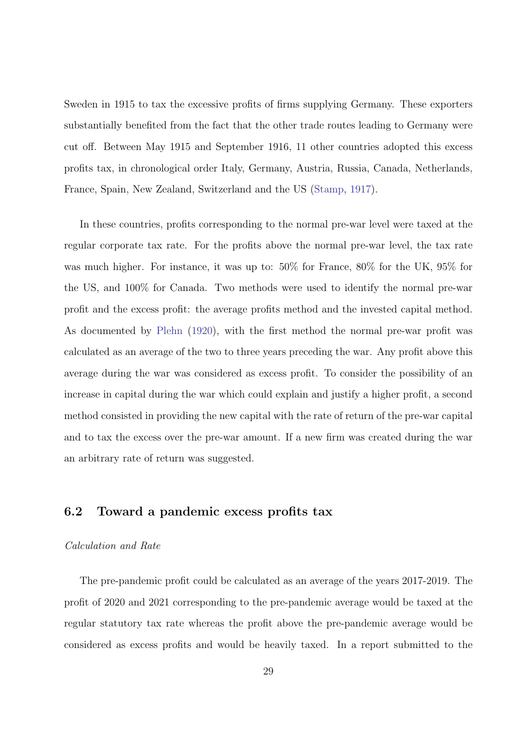Sweden in 1915 to tax the excessive profits of firms supplying Germany. These exporters substantially benefited from the fact that the other trade routes leading to Germany were cut off. Between May 1915 and September 1916, 11 other countries adopted this excess profits tax, in chronological order Italy, Germany, Austria, Russia, Canada, Netherlands, France, Spain, New Zealand, Switzerland and the US (Stamp, 1917).

In these countries, profits corresponding to the normal pre-war level were taxed at the regular corporate tax rate. For the profits above the normal pre-war level, the tax rate was much higher. For instance, it was up to: 50% for France, 80% for the UK, 95% for the US, and 100% for Canada. Two methods were used to identify the normal pre-war profit and the excess profit: the average profits method and the invested capital method. As documented by Plehn (1920), with the first method the normal pre-war profit was calculated as an average of the two to three years preceding the war. Any profit above this average during the war was considered as excess profit. To consider the possibility of an increase in capital during the war which could explain and justify a higher profit, a second method consisted in providing the new capital with the rate of return of the pre-war capital and to tax the excess over the pre-war amount. If a new firm was created during the war an arbitrary rate of return was suggested.

## 6.2 Toward a pandemic excess profits tax

*Calculation and Rate*

The pre-pandemic profit could be calculated as an average of the years 2017-2019. The profit of 2020 and 2021 corresponding to the pre-pandemic average would be taxed at the regular statutory tax rate whereas the profit above the pre-pandemic average would be considered as excess profits and would be heavily taxed. In a report submitted to the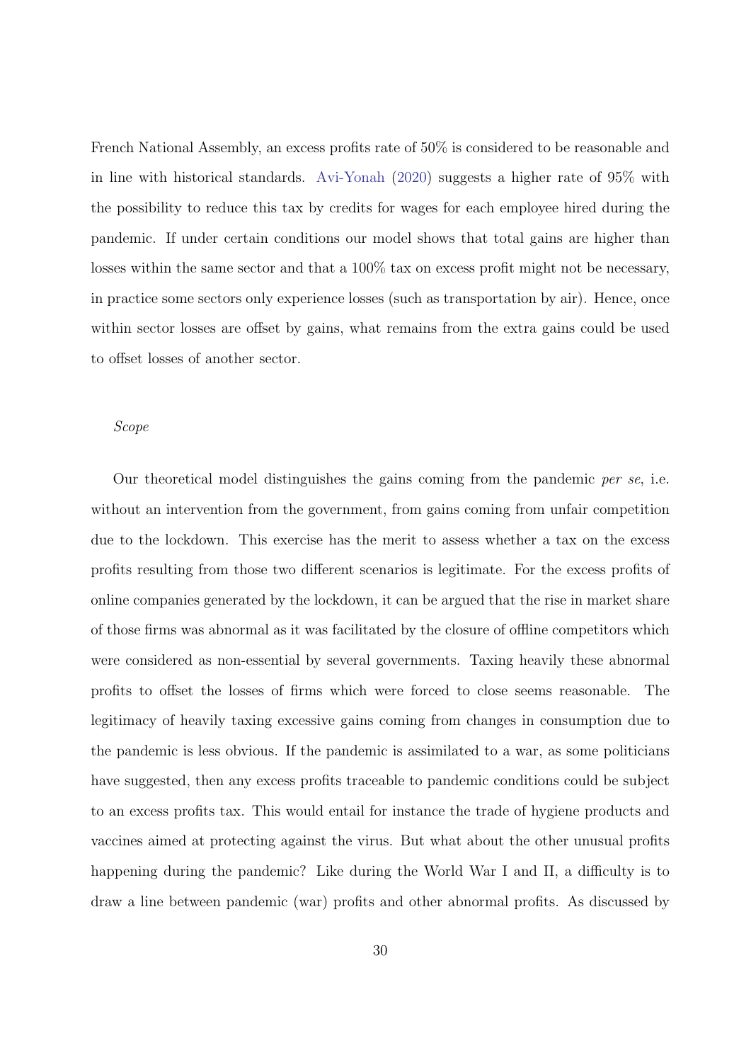French National Assembly, an excess profits rate of 50% is considered to be reasonable and in line with historical standards. Avi-Yonah (2020) suggests a higher rate of 95% with the possibility to reduce this tax by credits for wages for each employee hired during the pandemic. If under certain conditions our model shows that total gains are higher than losses within the same sector and that a 100% tax on excess profit might not be necessary, in practice some sectors only experience losses (such as transportation by air). Hence, once within sector losses are offset by gains, what remains from the extra gains could be used to offset losses of another sector.

*Scope*

Our theoretical model distinguishes the gains coming from the pandemic *per se*, i.e. without an intervention from the government, from gains coming from unfair competition due to the lockdown. This exercise has the merit to assess whether a tax on the excess profits resulting from those two different scenarios is legitimate. For the excess profits of online companies generated by the lockdown, it can be argued that the rise in market share of those firms was abnormal as it was facilitated by the closure of offline competitors which were considered as non-essential by several governments. Taxing heavily these abnormal profits to offset the losses of firms which were forced to close seems reasonable. The legitimacy of heavily taxing excessive gains coming from changes in consumption due to the pandemic is less obvious. If the pandemic is assimilated to a war, as some politicians have suggested, then any excess profits traceable to pandemic conditions could be subject to an excess profits tax. This would entail for instance the trade of hygiene products and vaccines aimed at protecting against the virus. But what about the other unusual profits happening during the pandemic? Like during the World War I and II, a difficulty is to draw a line between pandemic (war) profits and other abnormal profits. As discussed by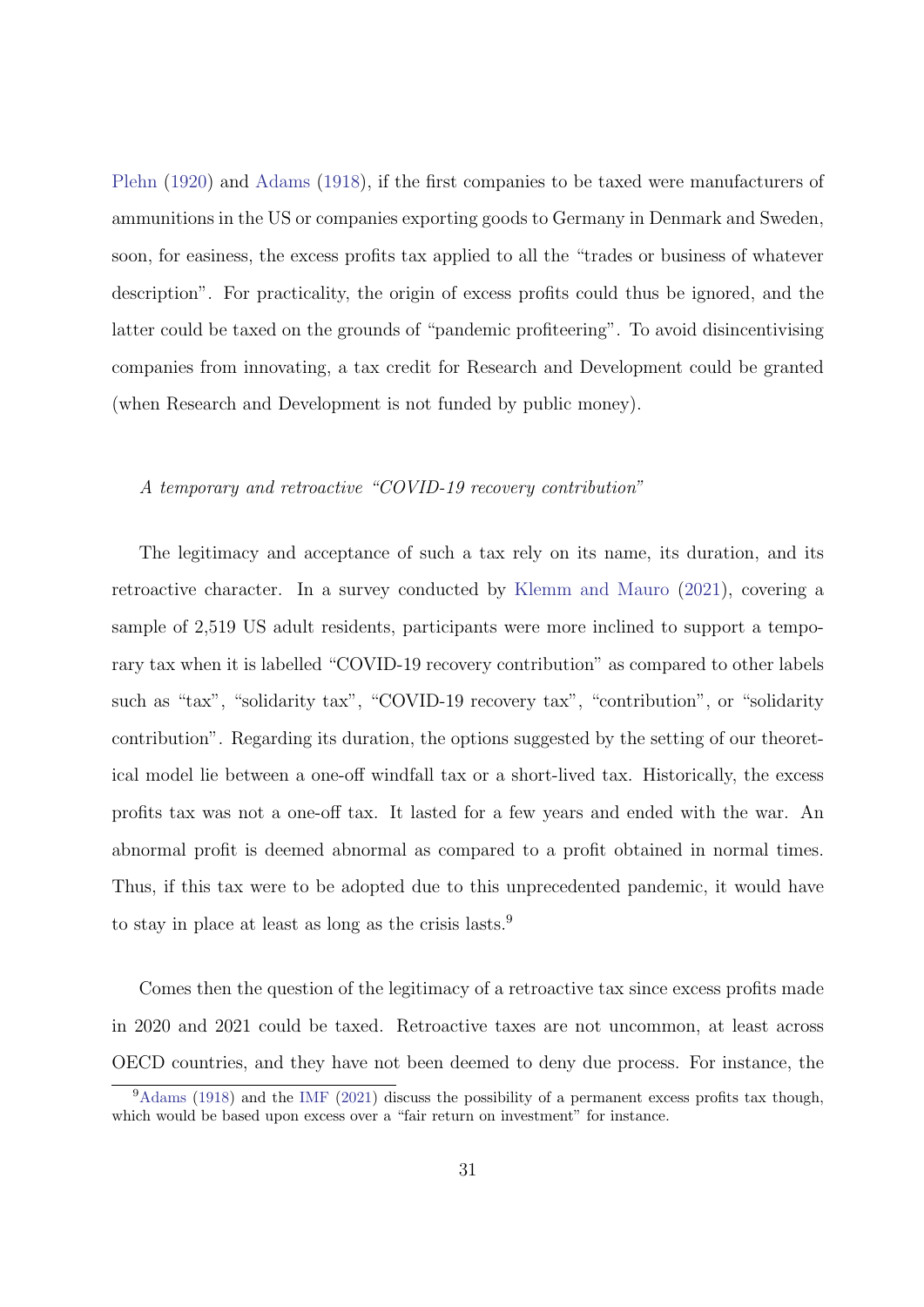Plehn (1920) and Adams (1918), if the first companies to be taxed were manufacturers of ammunitions in the US or companies exporting goods to Germany in Denmark and Sweden, soon, for easiness, the excess profits tax applied to all the "trades or business of whatever description". For practicality, the origin of excess profits could thus be ignored, and the latter could be taxed on the grounds of "pandemic profiteering". To avoid disincentivising companies from innovating, a tax credit for Research and Development could be granted (when Research and Development is not funded by public money).

*A temporary and retroactive "COVID-19 recovery contribution"*

The legitimacy and acceptance of such a tax rely on its name, its duration, and its retroactive character. In a survey conducted by Klemm and Mauro (2021), covering a sample of 2,519 US adult residents, participants were more inclined to support a temporary tax when it is labelled "COVID-19 recovery contribution" as compared to other labels such as "tax", "solidarity tax", "COVID-19 recovery tax", "contribution", or "solidarity contribution". Regarding its duration, the options suggested by the setting of our theoretical model lie between a one-off windfall tax or a short-lived tax. Historically, the excess profits tax was not a one-off tax. It lasted for a few years and ended with the war. An abnormal profit is deemed abnormal as compared to a profit obtained in normal times. Thus, if this tax were to be adopted due to this unprecedented pandemic, it would have to stay in place at least as long as the crisis lasts.[9]

Comes then the question of the legitimacy of a retroactive tax since excess profits made in 2020 and 2021 could be taxed. Retroactive taxes are not uncommon, at least across OECD countries, and they have not been deemed to deny due process. For instance, the

[9] Adams (1918) and the IMF (2021) discuss the possibility of a permanent excess profits tax though, which would be based upon excess over a "fair return on investment" for instance.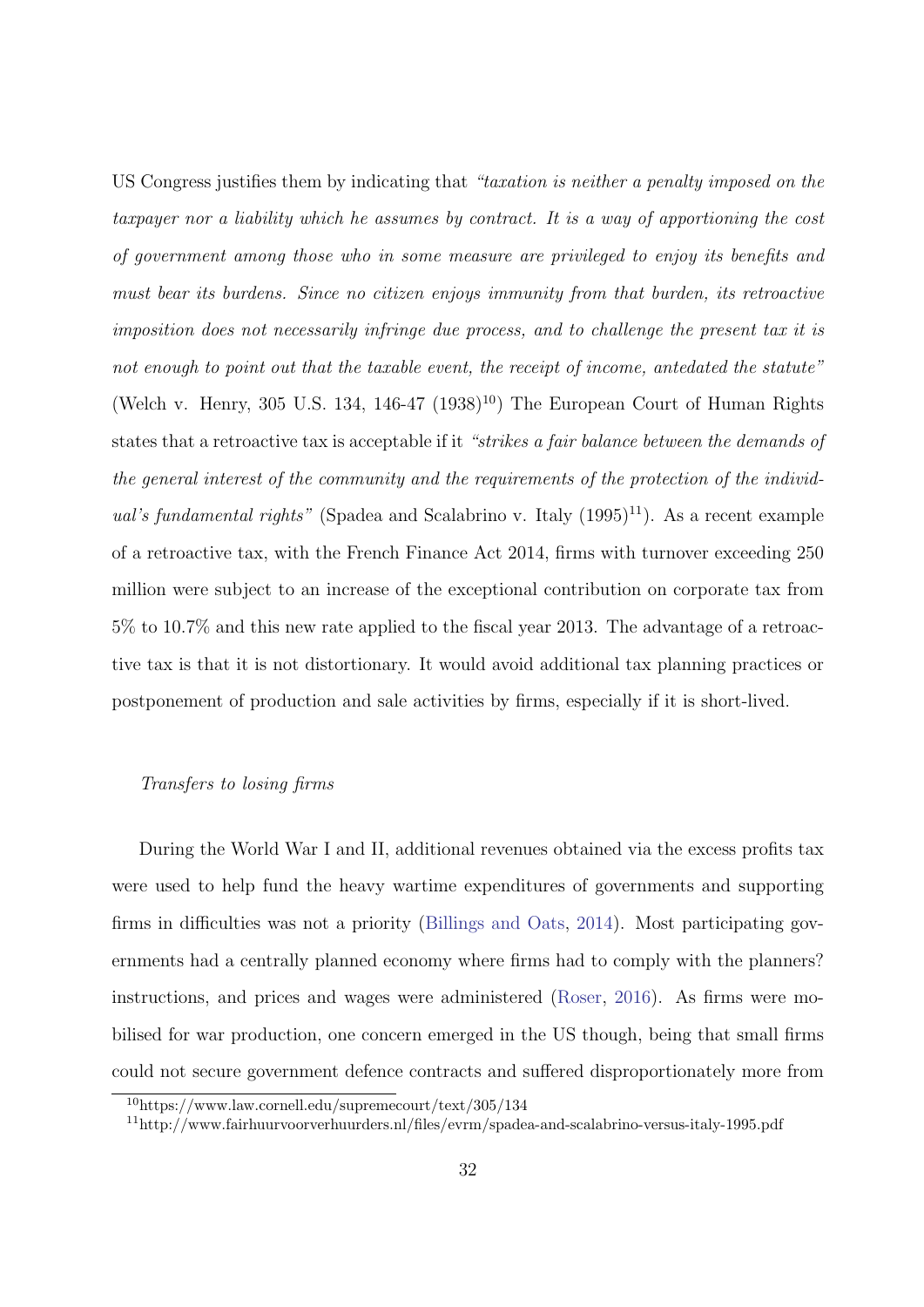US Congress justifies them by indicating that *"taxation is neither a penalty imposed on the taxpayer nor a liability which he assumes by contract. It is a way of apportioning the cost of government among those who in some measure are privileged to enjoy its benefits and must bear its burdens. Since no citizen enjoys immunity from that burden, its retroactive imposition does not necessarily infringe due process, and to challenge the present tax it is not enough to point out that the taxable event, the receipt of income, antedated the statute"* (Welch v. Henry, 305 U.S. 134, 146-47 (1938)[10]) The European Court of Human Rights states that a retroactive tax is acceptable if it *"strikes a fair balance between the demands of the general interest of the community and the requirements of the protection of the individual's fundamental rights"* (Spadea and Scalabrino v. Italy (1995)[11]). As a recent example of a retroactive tax, with the French Finance Act 2014, firms with turnover exceeding 250 million were subject to an increase of the exceptional contribution on corporate tax from 5% to 10.7% and this new rate applied to the fiscal year 2013. The advantage of a retroactive tax is that it is not distortionary. It would avoid additional tax planning practices or postponement of production and sale activities by firms, especially if it is short-lived.

*Transfers to losing firms*

During the World War I and II, additional revenues obtained via the excess profits tax were used to help fund the heavy wartime expenditures of governments and supporting firms in difficulties was not a priority (Billings and Oats, 2014). Most participating governments had a centrally planned economy where firms had to comply with the planners? instructions, and prices and wages were administered (Roser, 2016). As firms were mobilised for war production, one concern emerged in the US though, being that small firms could not secure government defence contracts and suffered disproportionately more from

[10] https://www.law.cornell.edu/supremecourt/text/305/134

[11] http://www.fairhuurvoorverhuurders.nl/files/evrm/spadea-and-scalabrino-versus-italy-1995.pdf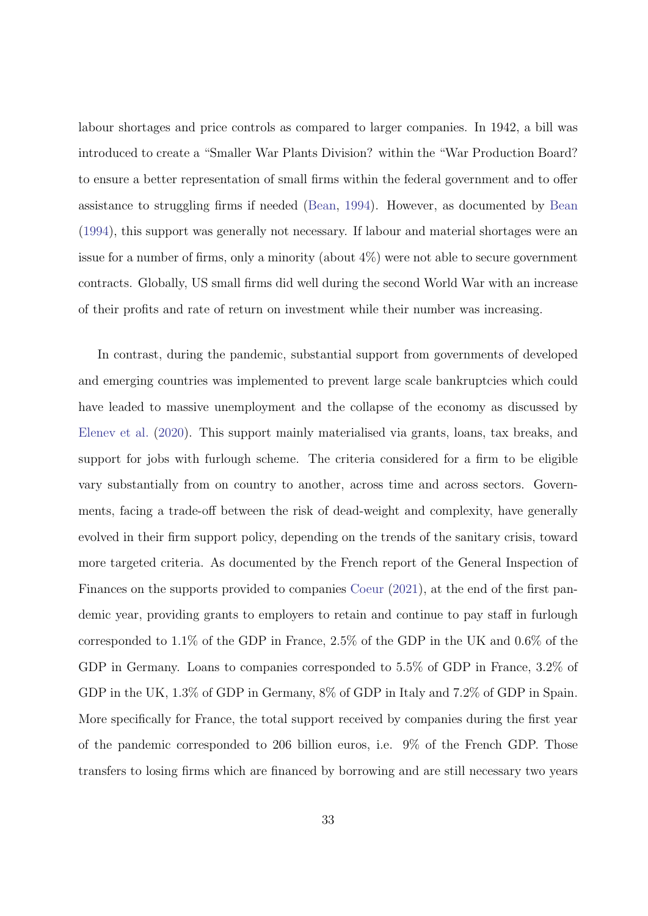labour shortages and price controls as compared to larger companies. In 1942, a bill was introduced to create a "Smaller War Plants Division? within the "War Production Board? to ensure a better representation of small firms within the federal government and to offer assistance to struggling firms if needed (Bean, 1994). However, as documented by Bean (1994), this support was generally not necessary. If labour and material shortages were an issue for a number of firms, only a minority (about 4%) were not able to secure government contracts. Globally, US small firms did well during the second World War with an increase of their profits and rate of return on investment while their number was increasing.

In contrast, during the pandemic, substantial support from governments of developed and emerging countries was implemented to prevent large scale bankruptcies which could have leaded to massive unemployment and the collapse of the economy as discussed by Elenev et al. (2020). This support mainly materialised via grants, loans, tax breaks, and support for jobs with furlough scheme. The criteria considered for a firm to be eligible vary substantially from on country to another, across time and across sectors. Governments, facing a trade-off between the risk of dead-weight and complexity, have generally evolved in their firm support policy, depending on the trends of the sanitary crisis, toward more targeted criteria. As documented by the French report of the General Inspection of Finances on the supports provided to companies Coeur (2021), at the end of the first pandemic year, providing grants to employers to retain and continue to pay staff in furlough corresponded to 1.1% of the GDP in France, 2.5% of the GDP in the UK and 0.6% of the GDP in Germany. Loans to companies corresponded to 5.5% of GDP in France, 3.2% of GDP in the UK, 1.3% of GDP in Germany, 8% of GDP in Italy and 7.2% of GDP in Spain. More specifically for France, the total support received by companies during the first year of the pandemic corresponded to 206 billion euros, i.e. 9% of the French GDP. Those transfers to losing firms which are financed by borrowing and are still necessary two years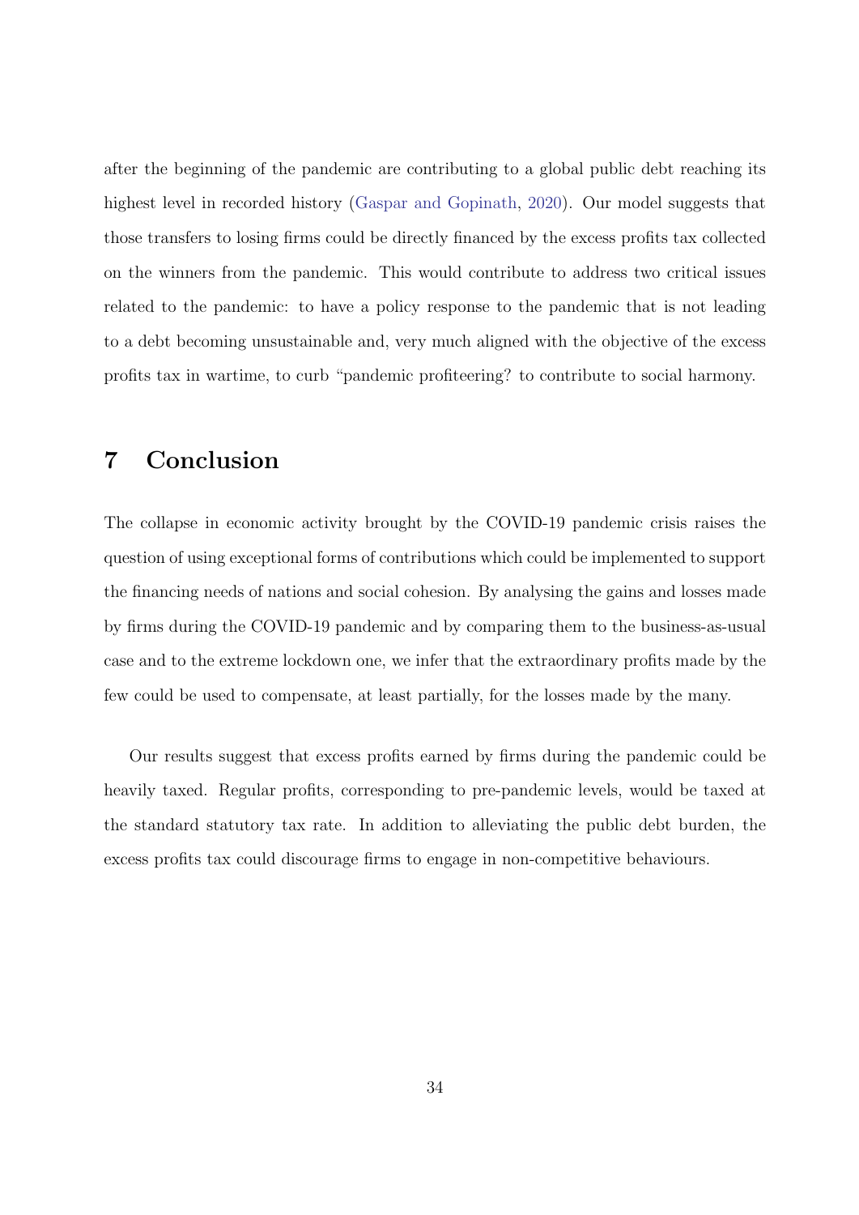after the beginning of the pandemic are contributing to a global public debt reaching its highest level in recorded history (Gaspar and Gopinath, 2020). Our model suggests that those transfers to losing firms could be directly financed by the excess profits tax collected on the winners from the pandemic. This would contribute to address two critical issues related to the pandemic: to have a policy response to the pandemic that is not leading to a debt becoming unsustainable and, very much aligned with the objective of the excess profits tax in wartime, to curb "pandemic profiteering? to contribute to social harmony.

# 7 Conclusion

The collapse in economic activity brought by the COVID-19 pandemic crisis raises the question of using exceptional forms of contributions which could be implemented to support the financing needs of nations and social cohesion. By analysing the gains and losses made by firms during the COVID-19 pandemic and by comparing them to the business-as-usual case and to the extreme lockdown one, we infer that the extraordinary profits made by the few could be used to compensate, at least partially, for the losses made by the many.

Our results suggest that excess profits earned by firms during the pandemic could be heavily taxed. Regular profits, corresponding to pre-pandemic levels, would be taxed at the standard statutory tax rate. In addition to alleviating the public debt burden, the excess profits tax could discourage firms to engage in non-competitive behaviours.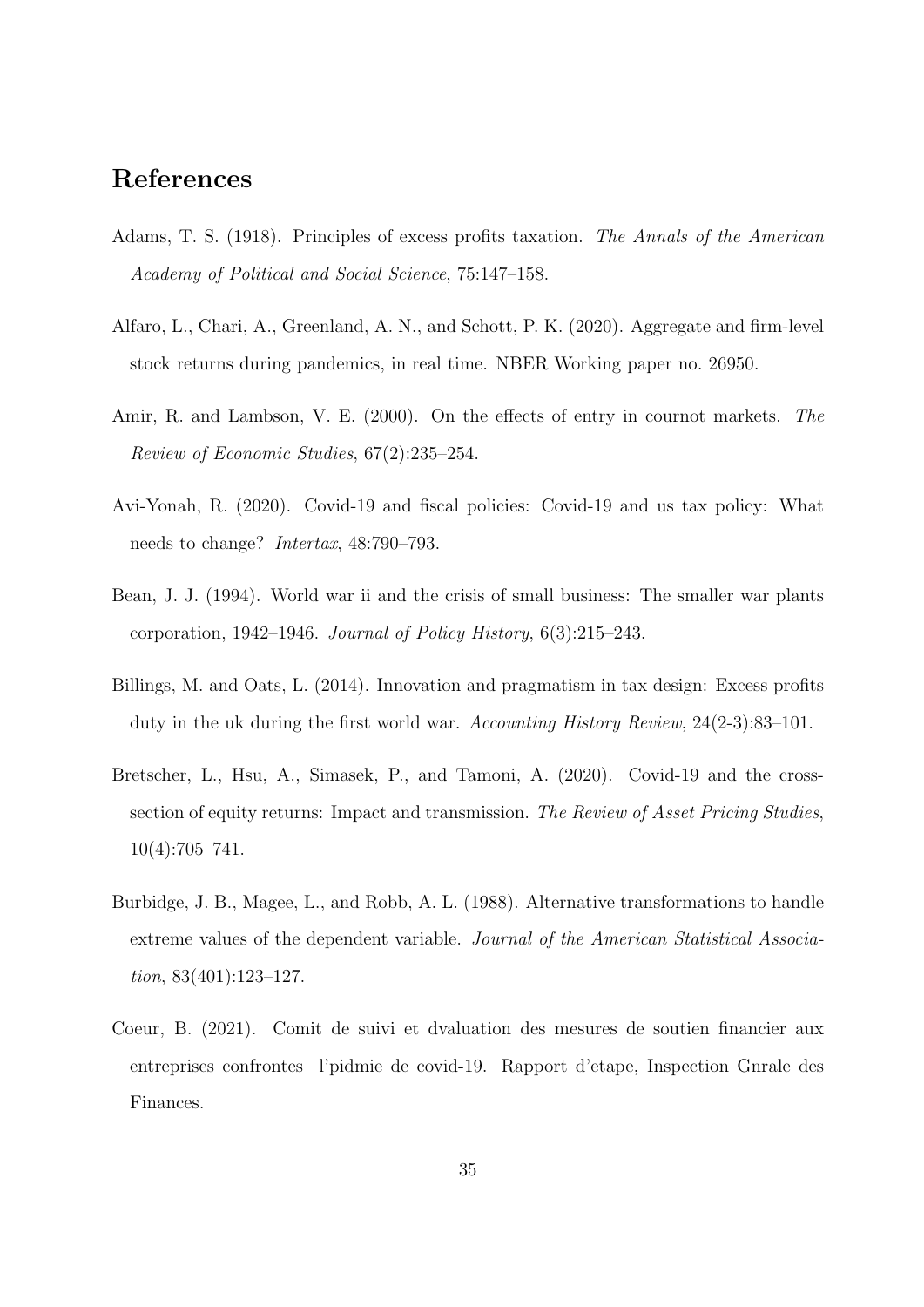## References

Adams, T. S. (1918). Principles of excess profits taxation. *The Annals of the American Academy of Political and Social Science*, 75:147–158.

Alfaro, L., Chari, A., Greenland, A. N., and Schott, P. K. (2020). Aggregate and firm-level stock returns during pandemics, in real time. NBER Working paper no. 26950.

Amir, R. and Lambson, V. E. (2000). On the effects of entry in cournot markets. *The Review of Economic Studies*, 67(2):235–254.

Avi-Yonah, R. (2020). Covid-19 and fiscal policies: Covid-19 and us tax policy: What needs to change? *Intertax*, 48:790–793.

Bean, J. J. (1994). World war ii and the crisis of small business: The smaller war plants corporation, 1942–1946. *Journal of Policy History*, 6(3):215–243.

Billings, M. and Oats, L. (2014). Innovation and pragmatism in tax design: Excess profits duty in the uk during the first world war. *Accounting History Review*, 24(2-3):83–101.

Bretscher, L., Hsu, A., Simasek, P., and Tamoni, A. (2020). Covid-19 and the cross-section of equity returns: Impact and transmission. *The Review of Asset Pricing Studies*, 10(4):705–741.

Burbidge, J. B., Magee, L., and Robb, A. L. (1988). Alternative transformations to handle extreme values of the dependent variable. *Journal of the American Statistical Association*, 83(401):123–127.

Coeur, B. (2021). Comit de suivi et dvaluation des mesures de soutien financier aux entreprises confrontes l'pidmie de covid-19. Rapport d'etape, Inspection Gnrale des Finances.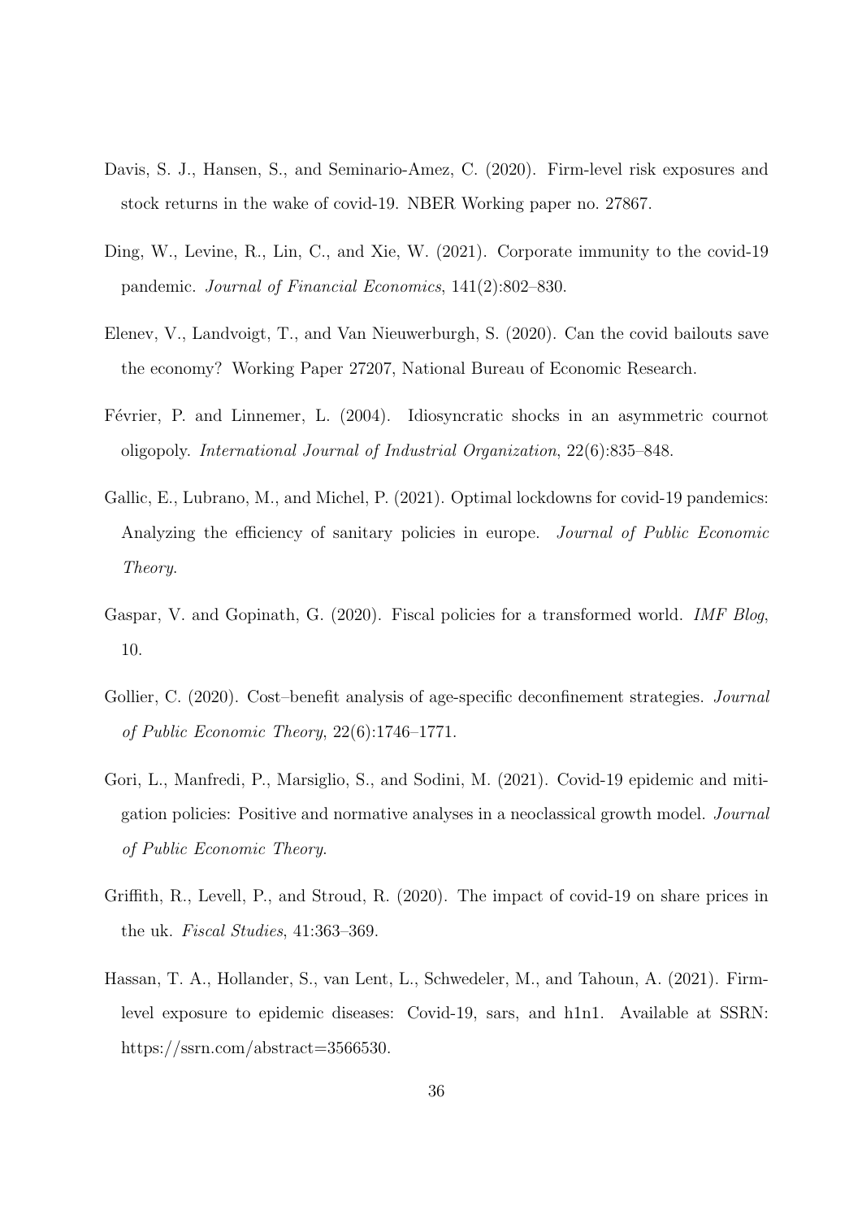Davis, S. J., Hansen, S., and Seminario-Amez, C. (2020). Firm-level risk exposures and stock returns in the wake of covid-19. NBER Working paper no. 27867.

Ding, W., Levine, R., Lin, C., and Xie, W. (2021). Corporate immunity to the covid-19 pandemic. *Journal of Financial Economics*, 141(2):802–830.

Elenev, V., Landvoigt, T., and Van Nieuwerburgh, S. (2020). Can the covid bailouts save the economy? Working Paper 27207, National Bureau of Economic Research.

Février, P. and Linnemer, L. (2004). Idiosyncratic shocks in an asymmetric cournot oligopoly. *International Journal of Industrial Organization*, 22(6):835–848.

Gallic, E., Lubrano, M., and Michel, P. (2021). Optimal lockdowns for covid-19 pandemics: Analyzing the efficiency of sanitary policies in europe. *Journal of Public Economic Theory*.

Gaspar, V. and Gopinath, G. (2020). Fiscal policies for a transformed world. *IMF Blog*, 10.

Gollier, C. (2020). Cost–benefit analysis of age-specific deconfinement strategies. *Journal of Public Economic Theory*, 22(6):1746–1771.

Gori, L., Manfredi, P., Marsiglio, S., and Sodini, M. (2021). Covid-19 epidemic and mitigation policies: Positive and normative analyses in a neoclassical growth model. *Journal of Public Economic Theory*.

Griffith, R., Levell, P., and Stroud, R. (2020). The impact of covid-19 on share prices in the uk. *Fiscal Studies*, 41:363–369.

Hassan, T. A., Hollander, S., van Lent, L., Schwedeler, M., and Tahoun, A. (2021). Firm-level exposure to epidemic diseases: Covid-19, sars, and h1n1. Available at SSRN: https://ssrn.com/abstract=3566530.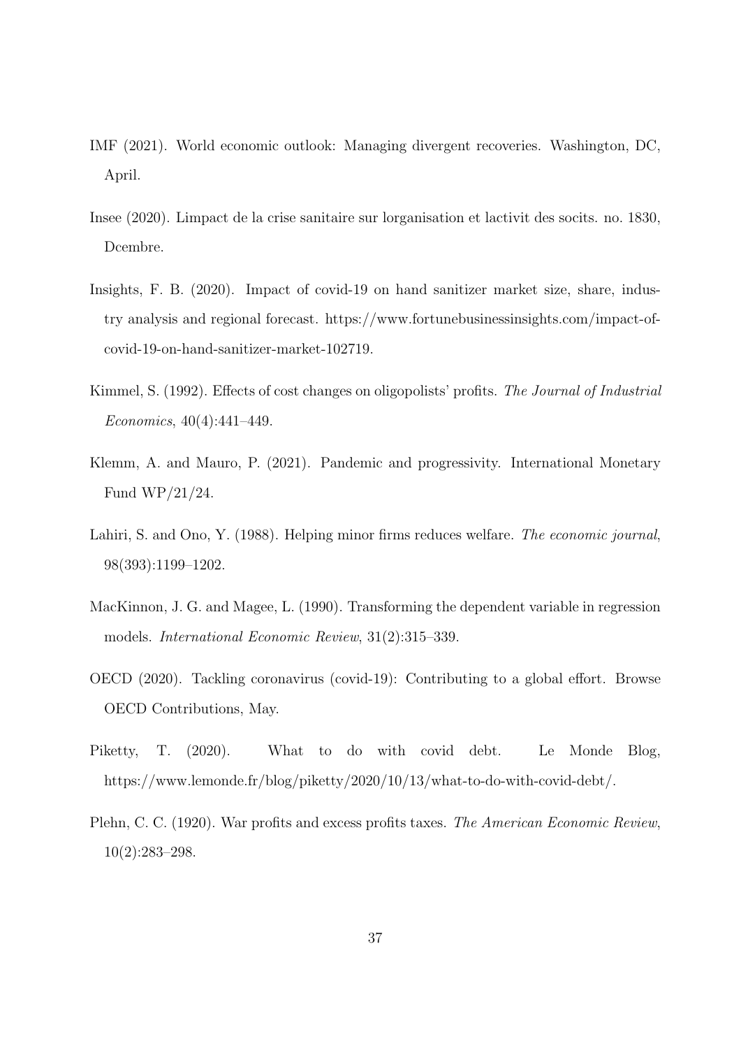IMF (2021). World economic outlook: Managing divergent recoveries. Washington, DC, April.

Insee (2020). Limpact de la crise sanitaire sur lorganisation et lactivit des socits. no. 1830, Dcembre.

Insights, F. B. (2020). Impact of covid-19 on hand sanitizer market size, share, industry analysis and regional forecast. https://www.fortunebusinessinsights.com/impact-of-covid-19-on-hand-sanitizer-market-102719.

Kimmel, S. (1992). Effects of cost changes on oligopolists' profits. *The Journal of Industrial Economics*, 40(4):441–449.

Klemm, A. and Mauro, P. (2021). Pandemic and progressivity. International Monetary Fund WP/21/24.

Lahiri, S. and Ono, Y. (1988). Helping minor firms reduces welfare. *The economic journal*, 98(393):1199–1202.

MacKinnon, J. G. and Magee, L. (1990). Transforming the dependent variable in regression models. *International Economic Review*, 31(2):315–339.

OECD (2020). Tackling coronavirus (covid-19): Contributing to a global effort. Browse OECD Contributions, May.

Piketty, T. (2020). What to do with covid debt. Le Monde Blog, https://www.lemonde.fr/blog/piketty/2020/10/13/what-to-do-with-covid-debt/.

Plehn, C. C. (1920). War profits and excess profits taxes. *The American Economic Review*, 10(2):283–298.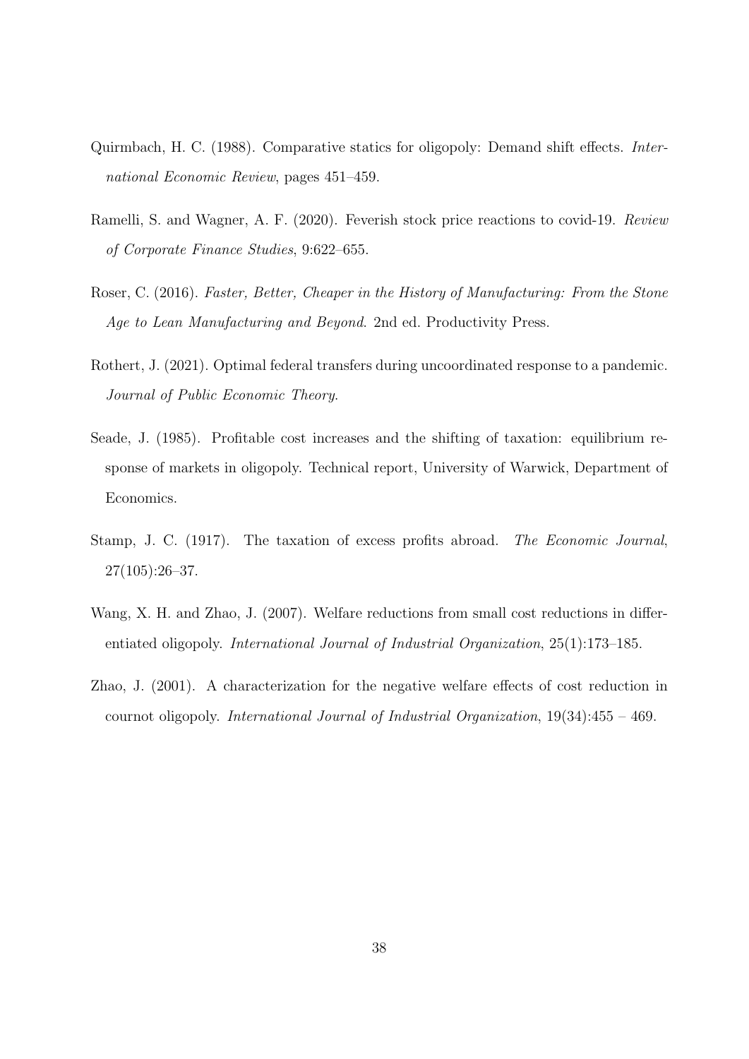Quirmbach, H. C. (1988). Comparative statics for oligopoly: Demand shift effects. *International Economic Review*, pages 451–459.

Ramelli, S. and Wagner, A. F. (2020). Feverish stock price reactions to covid-19. *Review of Corporate Finance Studies*, 9:622–655.

Roser, C. (2016). *Faster, Better, Cheaper in the History of Manufacturing: From the Stone Age to Lean Manufacturing and Beyond*. 2nd ed. Productivity Press.

Rothert, J. (2021). Optimal federal transfers during uncoordinated response to a pandemic. *Journal of Public Economic Theory*.

Seade, J. (1985). Profitable cost increases and the shifting of taxation: equilibrium response of markets in oligopoly. Technical report, University of Warwick, Department of Economics.

Stamp, J. C. (1917). The taxation of excess profits abroad. *The Economic Journal*, 27(105):26–37.

Wang, X. H. and Zhao, J. (2007). Welfare reductions from small cost reductions in differentiated oligopoly. *International Journal of Industrial Organization*, 25(1):173–185.

Zhao, J. (2001). A characterization for the negative welfare effects of cost reduction in cournot oligopoly. *International Journal of Industrial Organization*, 19(34):455 – 469.